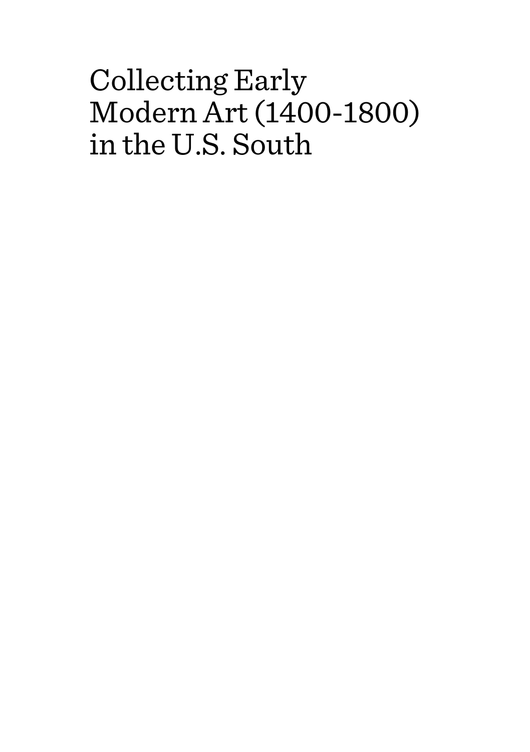# Collecting Early Modern Art (1400-1800) in the U.S. South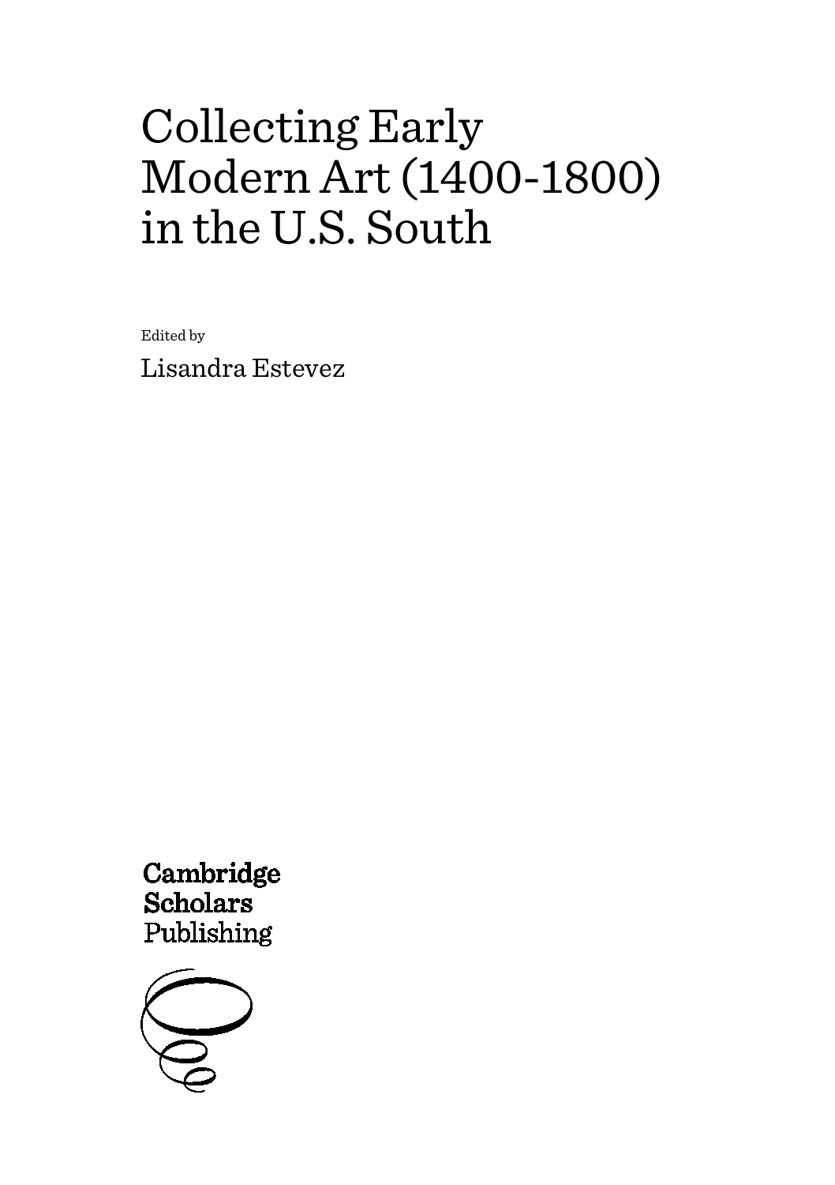# Collecting Early Modern Art (1400-1800) in the U.S. South

Edited by

Lisandra Estevez

Cambridge Scholars Publishing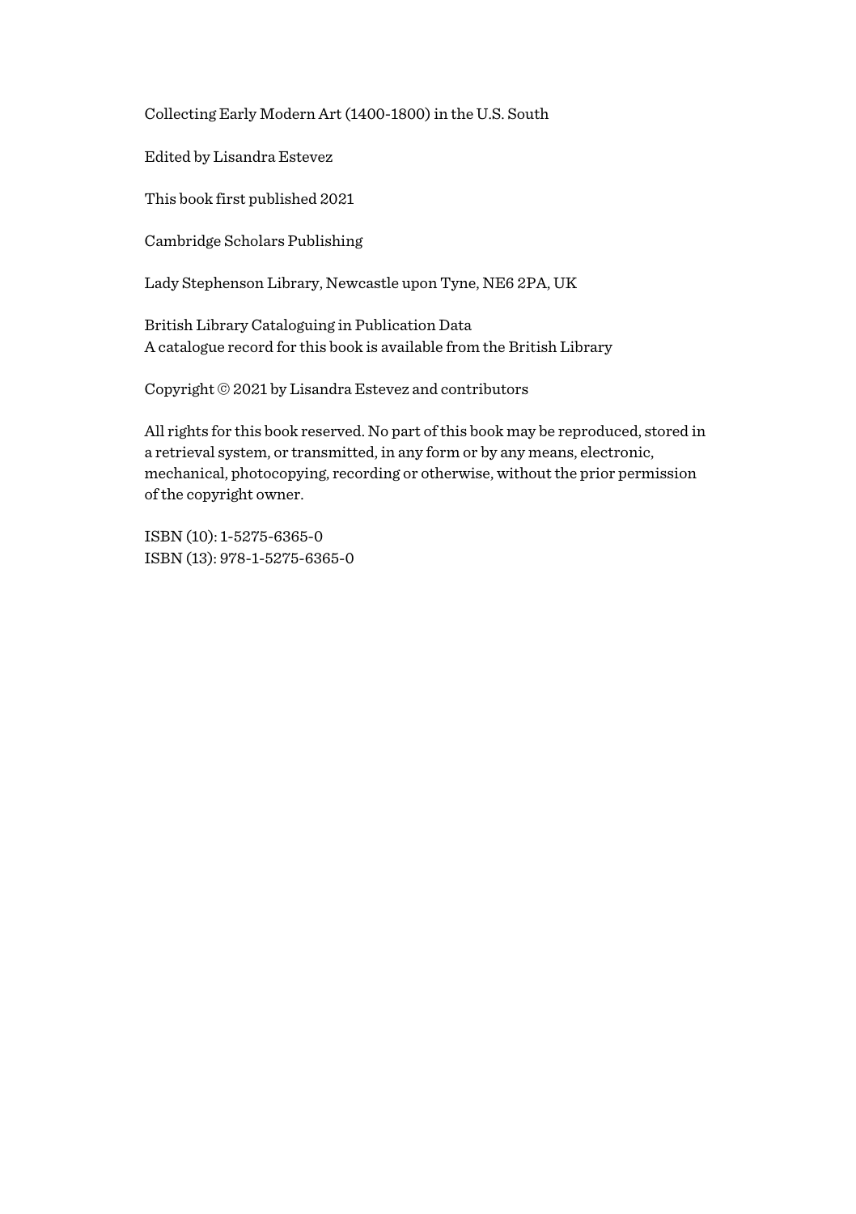Collecting Early Modern Art (1400-1800) in the U.S. South

Edited by Lisandra Estevez

This book first published 2021

Cambridge Scholars Publishing

Lady Stephenson Library, Newcastle upon Tyne, NE6 2PA, UK

British Library Cataloguing in Publication Data
A catalogue record for this book is available from the British Library

Copyright © 2021 by Lisandra Estevez and contributors

All rights for this book reserved. No part of this book may be reproduced, stored in a retrieval system, or transmitted, in any form or by any means, electronic, mechanical, photocopying, recording or otherwise, without the prior permission of the copyright owner.

ISBN (10): 1-5275-6365-0
ISBN (13): 978-1-5275-6365-0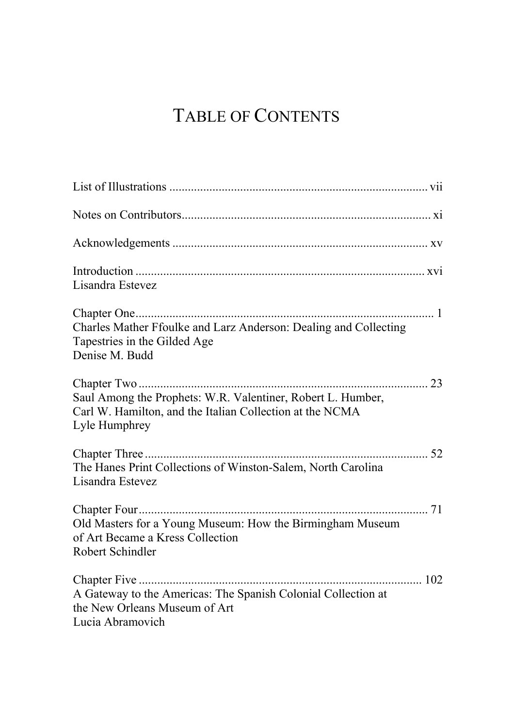# TABLE OF CONTENTS

List of Illustrations .................................................................................. vii

Notes on Contributors................................................................................ xi

Acknowledgements .................................................................................. xv

Introduction ............................................................................................. xvi
Lisandra Estevez

Chapter One................................................................................................ 1
Charles Mather Ffoulke and Larz Anderson: Dealing and Collecting Tapestries in the Gilded Age
Denise M. Budd

Chapter Two ............................................................................................. 23
Saul Among the Prophets: W.R. Valentiner, Robert L. Humber, Carl W. Hamilton, and the Italian Collection at the NCMA
Lyle Humphrey

Chapter Three ........................................................................................... 52
The Hanes Print Collections of Winston-Salem, North Carolina
Lisandra Estevez

Chapter Four............................................................................................. 71
Old Masters for a Young Museum: How the Birmingham Museum of Art Became a Kress Collection
Robert Schindler

Chapter Five ........................................................................................... 102
A Gateway to the Americas: The Spanish Colonial Collection at the New Orleans Museum of Art
Lucia Abramovich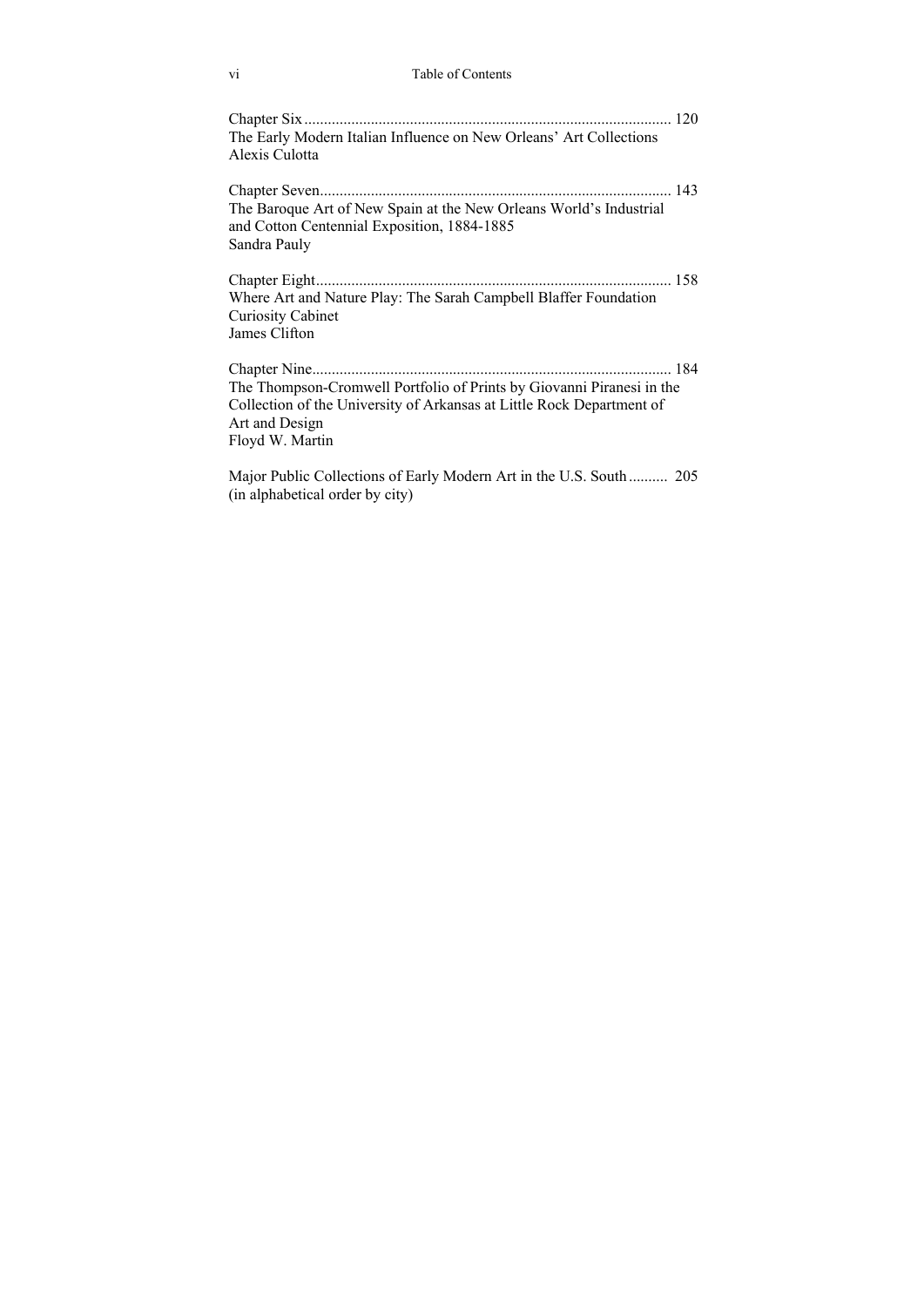Chapter Six ............................................................................................ 120
The Early Modern Italian Influence on New Orleans' Art Collections
Alexis Culotta

Chapter Seven......................................................................................... 143
The Baroque Art of New Spain at the New Orleans World's Industrial and Cotton Centennial Exposition, 1884-1885
Sandra Pauly

Chapter Eight.......................................................................................... 158
Where Art and Nature Play: The Sarah Campbell Blaffer Foundation Curiosity Cabinet
James Clifton

Chapter Nine........................................................................................... 184
The Thompson-Cromwell Portfolio of Prints by Giovanni Piranesi in the Collection of the University of Arkansas at Little Rock Department of Art and Design
Floyd W. Martin

Major Public Collections of Early Modern Art in the U.S. South .......... 205
(in alphabetical order by city)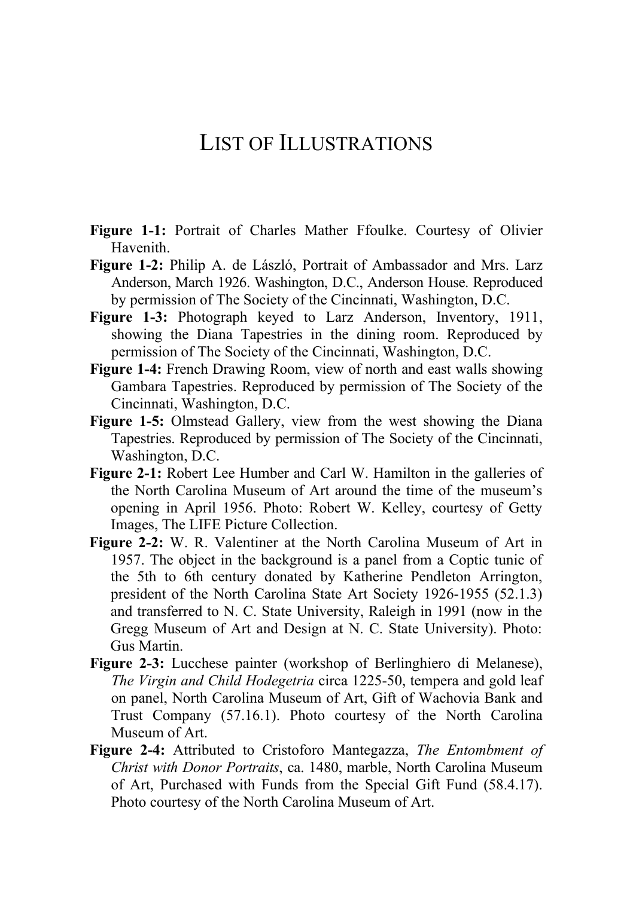# LIST OF ILLUSTRATIONS

**Figure 1-1:** Portrait of Charles Mather Ffoulke. Courtesy of Olivier Havenith.

**Figure 1-2:** Philip A. de László, Portrait of Ambassador and Mrs. Larz Anderson, March 1926. Washington, D.C., Anderson House. Reproduced by permission of The Society of the Cincinnati, Washington, D.C.

**Figure 1-3:** Photograph keyed to Larz Anderson, Inventory, 1911, showing the Diana Tapestries in the dining room. Reproduced by permission of The Society of the Cincinnati, Washington, D.C.

**Figure 1-4:** French Drawing Room, view of north and east walls showing Gambara Tapestries. Reproduced by permission of The Society of the Cincinnati, Washington, D.C.

**Figure 1-5:** Olmstead Gallery, view from the west showing the Diana Tapestries. Reproduced by permission of The Society of the Cincinnati, Washington, D.C.

**Figure 2-1:** Robert Lee Humber and Carl W. Hamilton in the galleries of the North Carolina Museum of Art around the time of the museum's opening in April 1956. Photo: Robert W. Kelley, courtesy of Getty Images, The LIFE Picture Collection.

**Figure 2-2:** W. R. Valentiner at the North Carolina Museum of Art in 1957. The object in the background is a panel from a Coptic tunic of the 5th to 6th century donated by Katherine Pendleton Arrington, president of the North Carolina State Art Society 1926-1955 (52.1.3) and transferred to N. C. State University, Raleigh in 1991 (now in the Gregg Museum of Art and Design at N. C. State University). Photo: Gus Martin.

**Figure 2-3:** Lucchese painter (workshop of Berlinghiero di Melanese), *The Virgin and Child Hodegetria* circa 1225-50, tempera and gold leaf on panel, North Carolina Museum of Art, Gift of Wachovia Bank and Trust Company (57.16.1). Photo courtesy of the North Carolina Museum of Art.

**Figure 2-4:** Attributed to Cristoforo Mantegazza, *The Entombment of Christ with Donor Portraits*, ca. 1480, marble, North Carolina Museum of Art, Purchased with Funds from the Special Gift Fund (58.4.17). Photo courtesy of the North Carolina Museum of Art.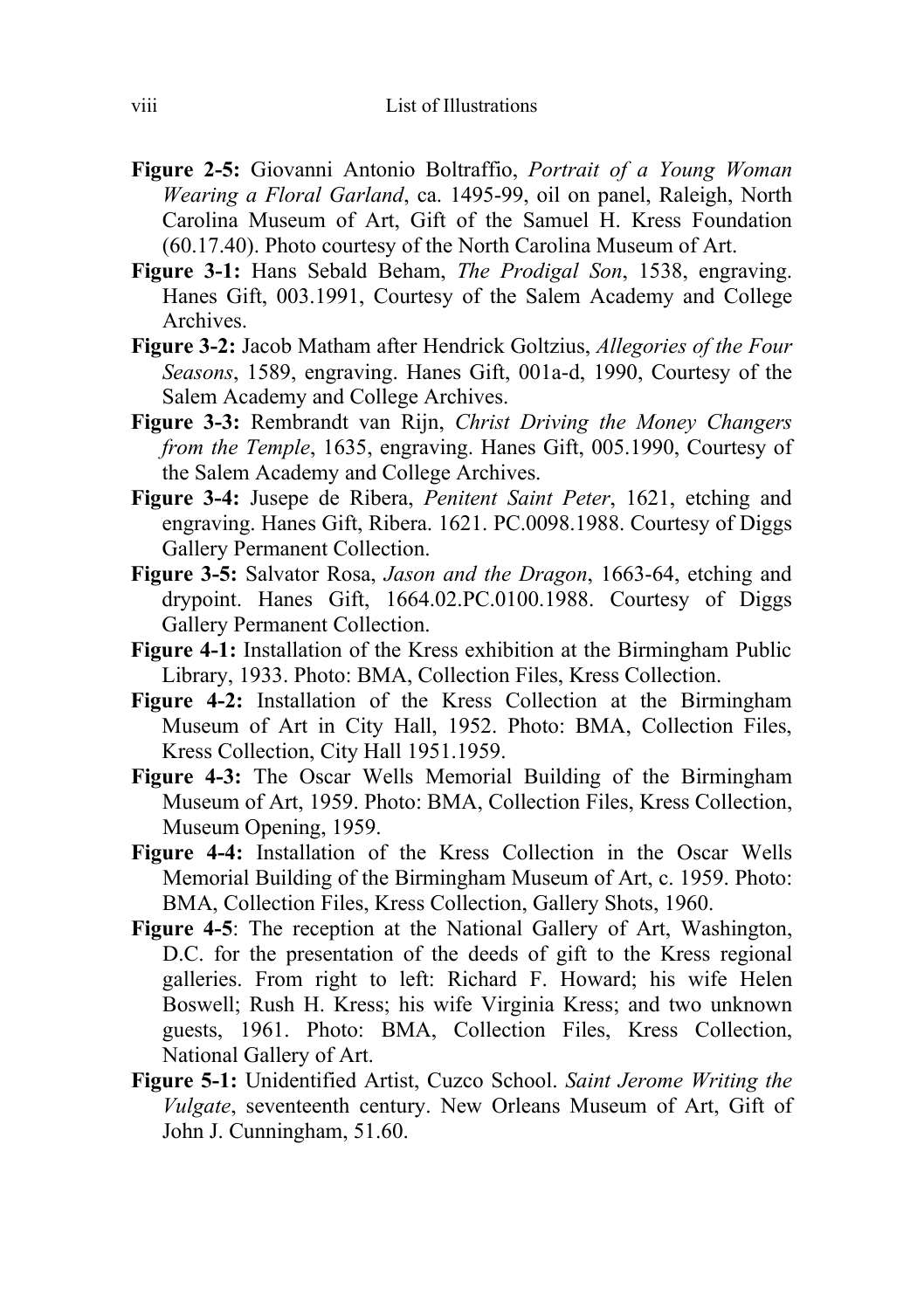**Figure 2-5:** Giovanni Antonio Boltraffio, *Portrait of a Young Woman Wearing a Floral Garland*, ca. 1495-99, oil on panel, Raleigh, North Carolina Museum of Art, Gift of the Samuel H. Kress Foundation (60.17.40). Photo courtesy of the North Carolina Museum of Art.

**Figure 3-1:** Hans Sebald Beham, *The Prodigal Son*, 1538, engraving. Hanes Gift, 003.1991, Courtesy of the Salem Academy and College Archives.

**Figure 3-2:** Jacob Matham after Hendrick Goltzius, *Allegories of the Four Seasons*, 1589, engraving. Hanes Gift, 001a-d, 1990, Courtesy of the Salem Academy and College Archives.

**Figure 3-3:** Rembrandt van Rijn, *Christ Driving the Money Changers from the Temple*, 1635, engraving. Hanes Gift, 005.1990, Courtesy of the Salem Academy and College Archives.

**Figure 3-4:** Jusepe de Ribera, *Penitent Saint Peter*, 1621, etching and engraving. Hanes Gift, Ribera. 1621. PC.0098.1988. Courtesy of Diggs Gallery Permanent Collection.

**Figure 3-5:** Salvator Rosa, *Jason and the Dragon*, 1663-64, etching and drypoint. Hanes Gift, 1664.02.PC.0100.1988. Courtesy of Diggs Gallery Permanent Collection.

**Figure 4-1:** Installation of the Kress exhibition at the Birmingham Public Library, 1933. Photo: BMA, Collection Files, Kress Collection.

**Figure 4-2:** Installation of the Kress Collection at the Birmingham Museum of Art in City Hall, 1952. Photo: BMA, Collection Files, Kress Collection, City Hall 1951.1959.

**Figure 4-3:** The Oscar Wells Memorial Building of the Birmingham Museum of Art, 1959. Photo: BMA, Collection Files, Kress Collection, Museum Opening, 1959.

**Figure 4-4:** Installation of the Kress Collection in the Oscar Wells Memorial Building of the Birmingham Museum of Art, c. 1959. Photo: BMA, Collection Files, Kress Collection, Gallery Shots, 1960.

**Figure 4-5**: The reception at the National Gallery of Art, Washington, D.C. for the presentation of the deeds of gift to the Kress regional galleries. From right to left: Richard F. Howard; his wife Helen Boswell; Rush H. Kress; his wife Virginia Kress; and two unknown guests, 1961. Photo: BMA, Collection Files, Kress Collection, National Gallery of Art.

**Figure 5-1:** Unidentified Artist, Cuzco School. *Saint Jerome Writing the Vulgate*, seventeenth century. New Orleans Museum of Art, Gift of John J. Cunningham, 51.60.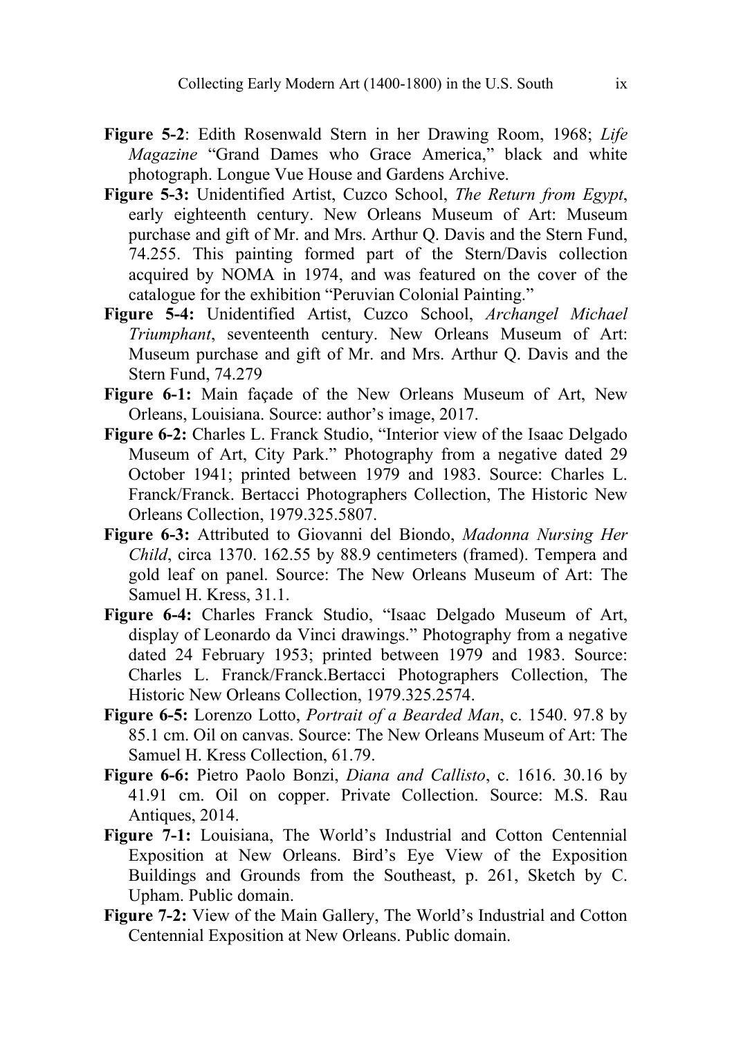**Figure 5-2**: Edith Rosenwald Stern in her Drawing Room, 1968; *Life Magazine* "Grand Dames who Grace America," black and white photograph. Longue Vue House and Gardens Archive.

**Figure 5-3:** Unidentified Artist, Cuzco School, *The Return from Egypt*, early eighteenth century. New Orleans Museum of Art: Museum purchase and gift of Mr. and Mrs. Arthur Q. Davis and the Stern Fund, 74.255. This painting formed part of the Stern/Davis collection acquired by NOMA in 1974, and was featured on the cover of the catalogue for the exhibition "Peruvian Colonial Painting."

**Figure 5-4:** Unidentified Artist, Cuzco School, *Archangel Michael Triumphant*, seventeenth century. New Orleans Museum of Art: Museum purchase and gift of Mr. and Mrs. Arthur Q. Davis and the Stern Fund, 74.279

**Figure 6-1:** Main façade of the New Orleans Museum of Art, New Orleans, Louisiana. Source: author's image, 2017.

**Figure 6-2:** Charles L. Franck Studio, "Interior view of the Isaac Delgado Museum of Art, City Park." Photography from a negative dated 29 October 1941; printed between 1979 and 1983. Source: Charles L. Franck/Franck. Bertacci Photographers Collection, The Historic New Orleans Collection, 1979.325.5807.

**Figure 6-3:** Attributed to Giovanni del Biondo, *Madonna Nursing Her Child*, circa 1370. 162.55 by 88.9 centimeters (framed). Tempera and gold leaf on panel. Source: The New Orleans Museum of Art: The Samuel H. Kress, 31.1.

**Figure 6-4:** Charles Franck Studio, "Isaac Delgado Museum of Art, display of Leonardo da Vinci drawings." Photography from a negative dated 24 February 1953; printed between 1979 and 1983. Source: Charles L. Franck/Franck.Bertacci Photographers Collection, The Historic New Orleans Collection, 1979.325.2574.

**Figure 6-5:** Lorenzo Lotto, *Portrait of a Bearded Man*, c. 1540. 97.8 by 85.1 cm. Oil on canvas. Source: The New Orleans Museum of Art: The Samuel H. Kress Collection, 61.79.

**Figure 6-6:** Pietro Paolo Bonzi, *Diana and Callisto*, c. 1616. 30.16 by 41.91 cm. Oil on copper. Private Collection. Source: M.S. Rau Antiques, 2014.

**Figure 7-1:** Louisiana, The World's Industrial and Cotton Centennial Exposition at New Orleans. Bird's Eye View of the Exposition Buildings and Grounds from the Southeast, p. 261, Sketch by C. Upham. Public domain.

**Figure 7-2:** View of the Main Gallery, The World's Industrial and Cotton Centennial Exposition at New Orleans. Public domain.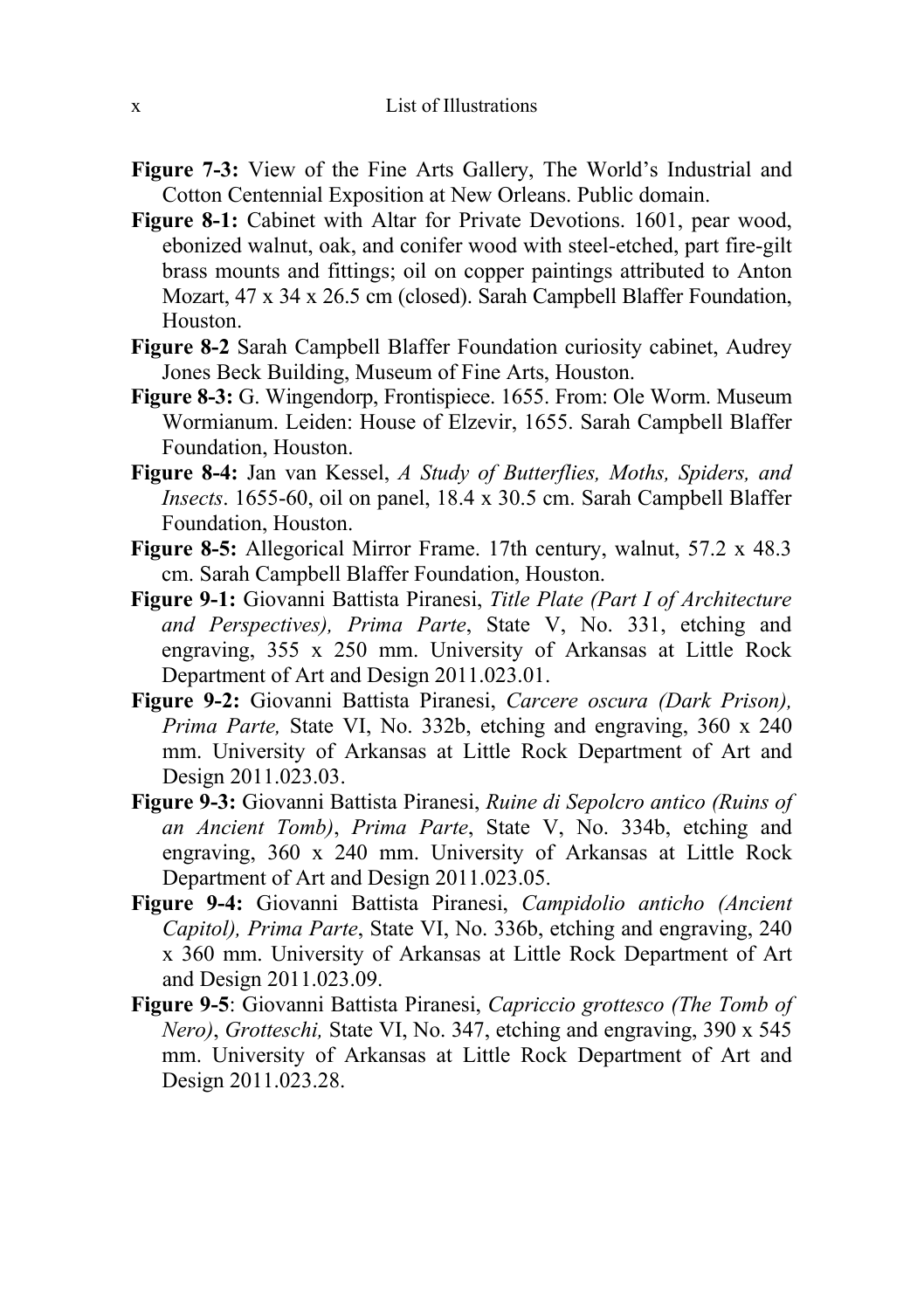**Figure 7-3:** View of the Fine Arts Gallery, The World's Industrial and Cotton Centennial Exposition at New Orleans. Public domain.

**Figure 8-1:** Cabinet with Altar for Private Devotions. 1601, pear wood, ebonized walnut, oak, and conifer wood with steel-etched, part fire-gilt brass mounts and fittings; oil on copper paintings attributed to Anton Mozart, 47 x 34 x 26.5 cm (closed). Sarah Campbell Blaffer Foundation, Houston.

**Figure 8-2** Sarah Campbell Blaffer Foundation curiosity cabinet, Audrey Jones Beck Building, Museum of Fine Arts, Houston.

**Figure 8-3:** G. Wingendorp, Frontispiece. 1655. From: Ole Worm. Museum Wormianum. Leiden: House of Elzevir, 1655. Sarah Campbell Blaffer Foundation, Houston.

**Figure 8-4:** Jan van Kessel, *A Study of Butterflies, Moths, Spiders, and Insects*. 1655-60, oil on panel, 18.4 x 30.5 cm. Sarah Campbell Blaffer Foundation, Houston.

**Figure 8-5:** Allegorical Mirror Frame. 17th century, walnut, 57.2 x 48.3 cm. Sarah Campbell Blaffer Foundation, Houston.

**Figure 9-1:** Giovanni Battista Piranesi, *Title Plate (Part I of Architecture and Perspectives), Prima Parte*, State V, No. 331, etching and engraving, 355 x 250 mm. University of Arkansas at Little Rock Department of Art and Design 2011.023.01.

**Figure 9-2:** Giovanni Battista Piranesi, *Carcere oscura (Dark Prison), Prima Parte,* State VI, No. 332b, etching and engraving, 360 x 240 mm. University of Arkansas at Little Rock Department of Art and Design 2011.023.03.

**Figure 9-3:** Giovanni Battista Piranesi, *Ruine di Sepolcro antico (Ruins of an Ancient Tomb)*, *Prima Parte*, State V, No. 334b, etching and engraving, 360 x 240 mm. University of Arkansas at Little Rock Department of Art and Design 2011.023.05.

**Figure 9-4:** Giovanni Battista Piranesi, *Campidolio anticho (Ancient Capitol), Prima Parte*, State VI, No. 336b, etching and engraving, 240 x 360 mm. University of Arkansas at Little Rock Department of Art and Design 2011.023.09.

**Figure 9-5**: Giovanni Battista Piranesi, *Capriccio grottesco (The Tomb of Nero)*, *Grotteschi,* State VI, No. 347, etching and engraving, 390 x 545 mm. University of Arkansas at Little Rock Department of Art and Design 2011.023.28.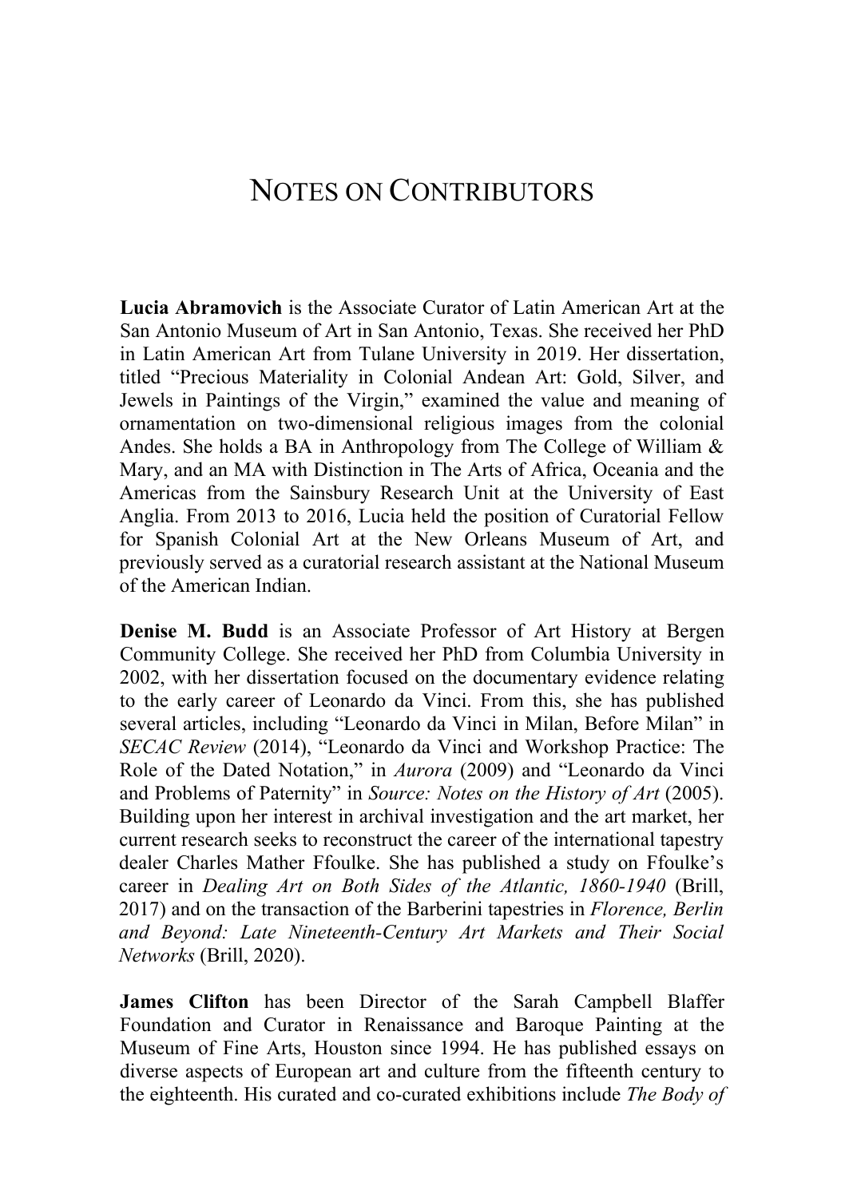# NOTES ON CONTRIBUTORS

**Lucia Abramovich** is the Associate Curator of Latin American Art at the San Antonio Museum of Art in San Antonio, Texas. She received her PhD in Latin American Art from Tulane University in 2019. Her dissertation, titled "Precious Materiality in Colonial Andean Art: Gold, Silver, and Jewels in Paintings of the Virgin," examined the value and meaning of ornamentation on two-dimensional religious images from the colonial Andes. She holds a BA in Anthropology from The College of William & Mary, and an MA with Distinction in The Arts of Africa, Oceania and the Americas from the Sainsbury Research Unit at the University of East Anglia. From 2013 to 2016, Lucia held the position of Curatorial Fellow for Spanish Colonial Art at the New Orleans Museum of Art, and previously served as a curatorial research assistant at the National Museum of the American Indian.

**Denise M. Budd** is an Associate Professor of Art History at Bergen Community College. She received her PhD from Columbia University in 2002, with her dissertation focused on the documentary evidence relating to the early career of Leonardo da Vinci. From this, she has published several articles, including "Leonardo da Vinci in Milan, Before Milan" in *SECAC Review* (2014), "Leonardo da Vinci and Workshop Practice: The Role of the Dated Notation," in *Aurora* (2009) and "Leonardo da Vinci and Problems of Paternity" in *Source: Notes on the History of Art* (2005). Building upon her interest in archival investigation and the art market, her current research seeks to reconstruct the career of the international tapestry dealer Charles Mather Ffoulke. She has published a study on Ffoulke's career in *Dealing Art on Both Sides of the Atlantic, 1860-1940* (Brill, 2017) and on the transaction of the Barberini tapestries in *Florence, Berlin and Beyond: Late Nineteenth-Century Art Markets and Their Social Networks* (Brill, 2020).

**James Clifton** has been Director of the Sarah Campbell Blaffer Foundation and Curator in Renaissance and Baroque Painting at the Museum of Fine Arts, Houston since 1994. He has published essays on diverse aspects of European art and culture from the fifteenth century to the eighteenth. His curated and co-curated exhibitions include *The Body of*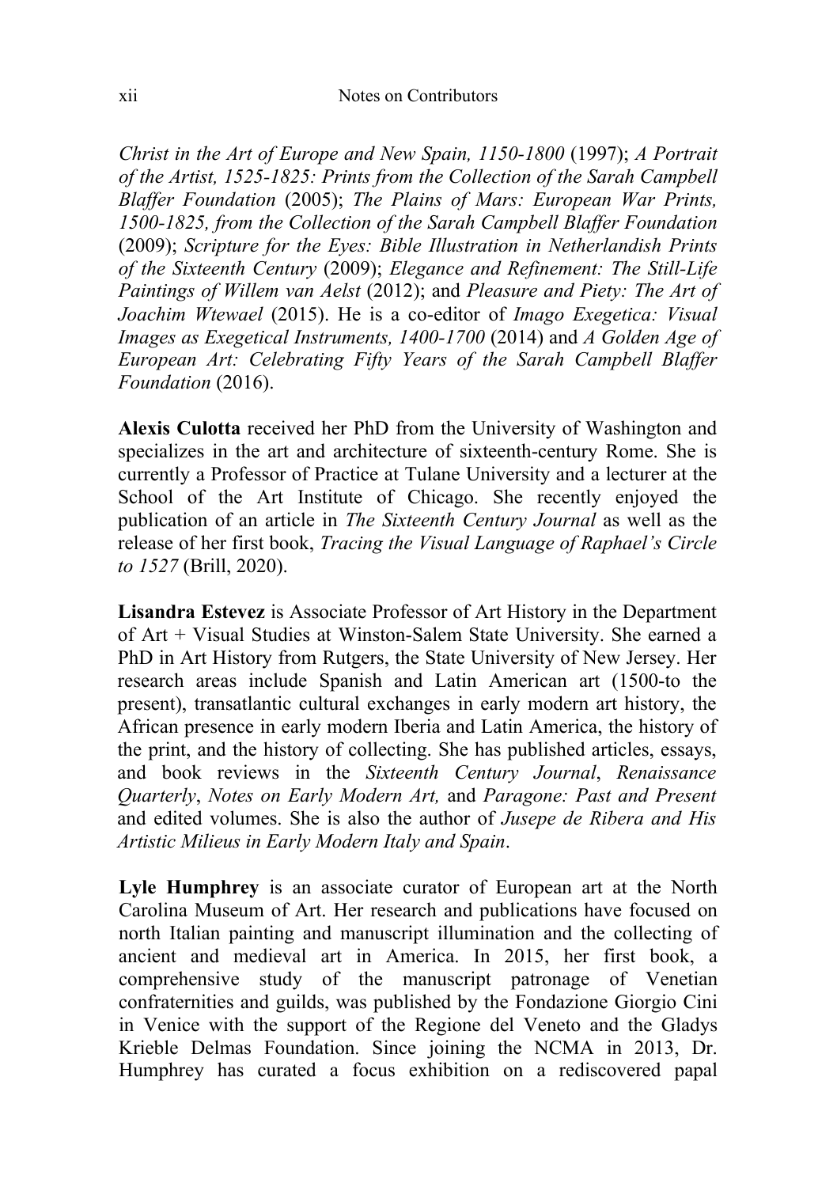*Christ in the Art of Europe and New Spain, 1150-1800* (1997); *A Portrait of the Artist, 1525-1825: Prints from the Collection of the Sarah Campbell Blaffer Foundation* (2005); *The Plains of Mars: European War Prints, 1500-1825, from the Collection of the Sarah Campbell Blaffer Foundation* (2009); *Scripture for the Eyes: Bible Illustration in Netherlandish Prints of the Sixteenth Century* (2009); *Elegance and Refinement: The Still-Life Paintings of Willem van Aelst* (2012); and *Pleasure and Piety: The Art of Joachim Wtewael* (2015). He is a co-editor of *Imago Exegetica: Visual Images as Exegetical Instruments, 1400-1700* (2014) and *A Golden Age of European Art: Celebrating Fifty Years of the Sarah Campbell Blaffer Foundation* (2016).

**Alexis Culotta** received her PhD from the University of Washington and specializes in the art and architecture of sixteenth-century Rome. She is currently a Professor of Practice at Tulane University and a lecturer at the School of the Art Institute of Chicago. She recently enjoyed the publication of an article in *The Sixteenth Century Journal* as well as the release of her first book, *Tracing the Visual Language of Raphael's Circle to 1527* (Brill, 2020).

**Lisandra Estevez** is Associate Professor of Art History in the Department of Art + Visual Studies at Winston-Salem State University. She earned a PhD in Art History from Rutgers, the State University of New Jersey. Her research areas include Spanish and Latin American art (1500-to the present), transatlantic cultural exchanges in early modern art history, the African presence in early modern Iberia and Latin America, the history of the print, and the history of collecting. She has published articles, essays, and book reviews in the *Sixteenth Century Journal*, *Renaissance Quarterly*, *Notes on Early Modern Art,* and *Paragone: Past and Present* and edited volumes. She is also the author of *Jusepe de Ribera and His Artistic Milieus in Early Modern Italy and Spain*.

**Lyle Humphrey** is an associate curator of European art at the North Carolina Museum of Art. Her research and publications have focused on north Italian painting and manuscript illumination and the collecting of ancient and medieval art in America. In 2015, her first book, a comprehensive study of the manuscript patronage of Venetian confraternities and guilds, was published by the Fondazione Giorgio Cini in Venice with the support of the Regione del Veneto and the Gladys Krieble Delmas Foundation. Since joining the NCMA in 2013, Dr. Humphrey has curated a focus exhibition on a rediscovered papal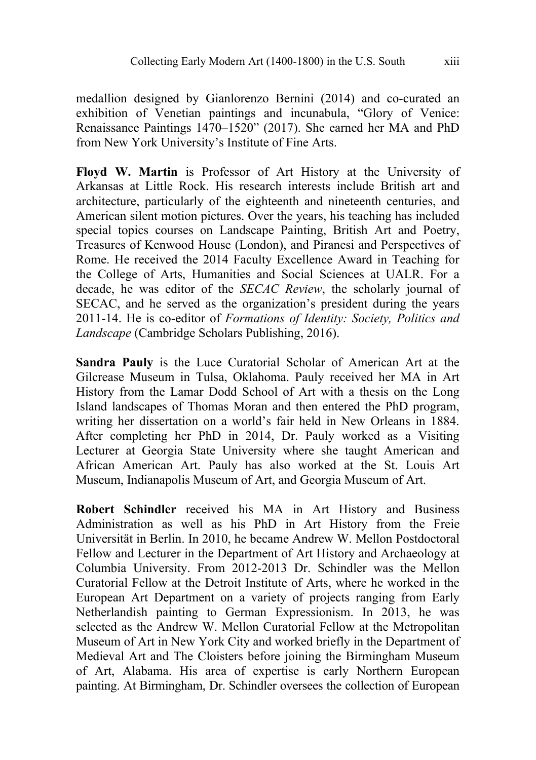medallion designed by Gianlorenzo Bernini (2014) and co-curated an exhibition of Venetian paintings and incunabula, “Glory of Venice: Renaissance Paintings 1470–1520” (2017). She earned her MA and PhD from New York University’s Institute of Fine Arts.

**Floyd W. Martin** is Professor of Art History at the University of Arkansas at Little Rock. His research interests include British art and architecture, particularly of the eighteenth and nineteenth centuries, and American silent motion pictures. Over the years, his teaching has included special topics courses on Landscape Painting, British Art and Poetry, Treasures of Kenwood House (London), and Piranesi and Perspectives of Rome. He received the 2014 Faculty Excellence Award in Teaching for the College of Arts, Humanities and Social Sciences at UALR. For a decade, he was editor of the *SECAC Review*, the scholarly journal of SECAC, and he served as the organization’s president during the years 2011-14. He is co-editor of *Formations of Identity: Society, Politics and Landscape* (Cambridge Scholars Publishing, 2016).

**Sandra Pauly** is the Luce Curatorial Scholar of American Art at the Gilcrease Museum in Tulsa, Oklahoma. Pauly received her MA in Art History from the Lamar Dodd School of Art with a thesis on the Long Island landscapes of Thomas Moran and then entered the PhD program, writing her dissertation on a world’s fair held in New Orleans in 1884. After completing her PhD in 2014, Dr. Pauly worked as a Visiting Lecturer at Georgia State University where she taught American and African American Art. Pauly has also worked at the St. Louis Art Museum, Indianapolis Museum of Art, and Georgia Museum of Art.

**Robert Schindler** received his MA in Art History and Business Administration as well as his PhD in Art History from the Freie Universität in Berlin. In 2010, he became Andrew W. Mellon Postdoctoral Fellow and Lecturer in the Department of Art History and Archaeology at Columbia University. From 2012-2013 Dr. Schindler was the Mellon Curatorial Fellow at the Detroit Institute of Arts, where he worked in the European Art Department on a variety of projects ranging from Early Netherlandish painting to German Expressionism. In 2013, he was selected as the Andrew W. Mellon Curatorial Fellow at the Metropolitan Museum of Art in New York City and worked briefly in the Department of Medieval Art and The Cloisters before joining the Birmingham Museum of Art, Alabama. His area of expertise is early Northern European painting. At Birmingham, Dr. Schindler oversees the collection of European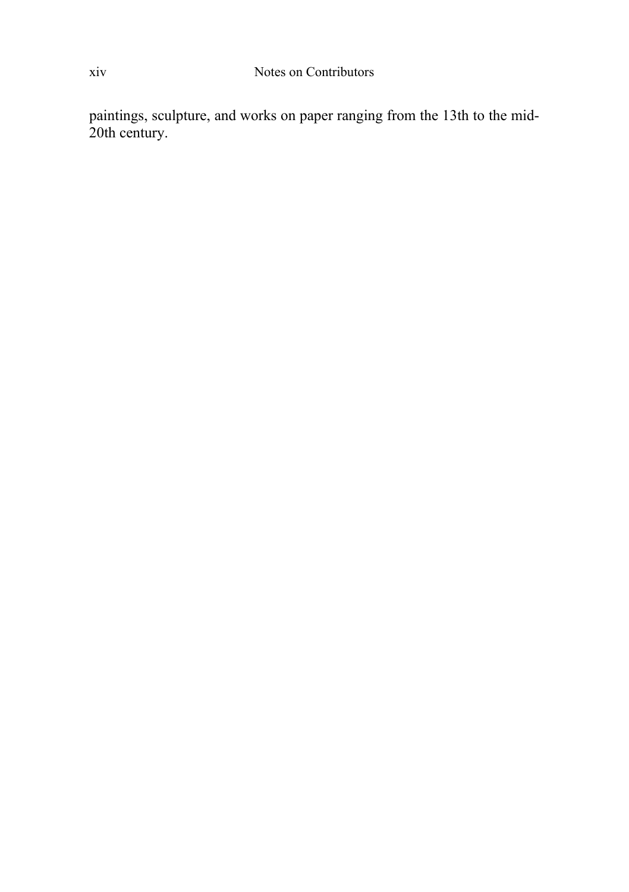paintings, sculpture, and works on paper ranging from the 13th to the mid-20th century.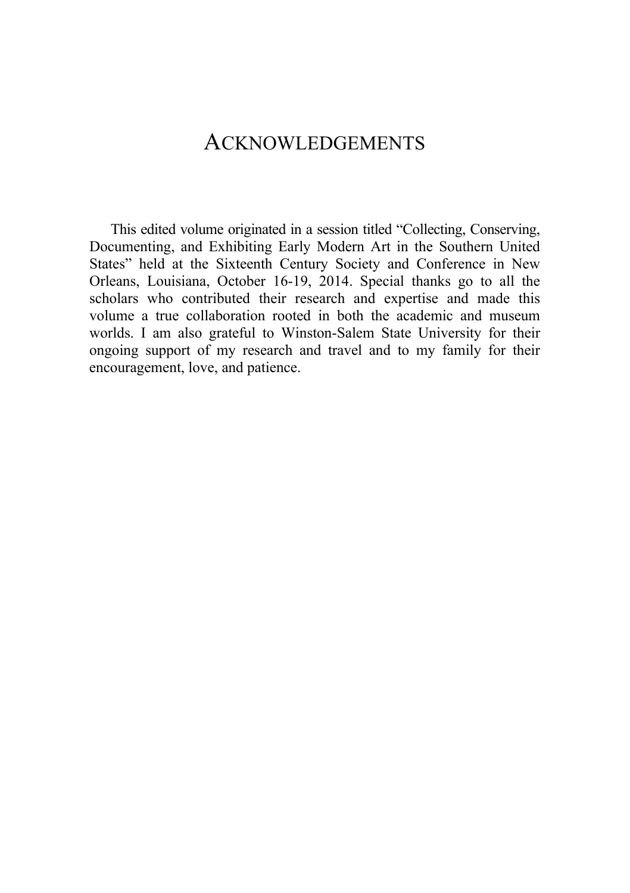# ACKNOWLEDGEMENTS

This edited volume originated in a session titled "Collecting, Conserving, Documenting, and Exhibiting Early Modern Art in the Southern United States" held at the Sixteenth Century Society and Conference in New Orleans, Louisiana, October 16-19, 2014. Special thanks go to all the scholars who contributed their research and expertise and made this volume a true collaboration rooted in both the academic and museum worlds. I am also grateful to Winston-Salem State University for their ongoing support of my research and travel and to my family for their encouragement, love, and patience.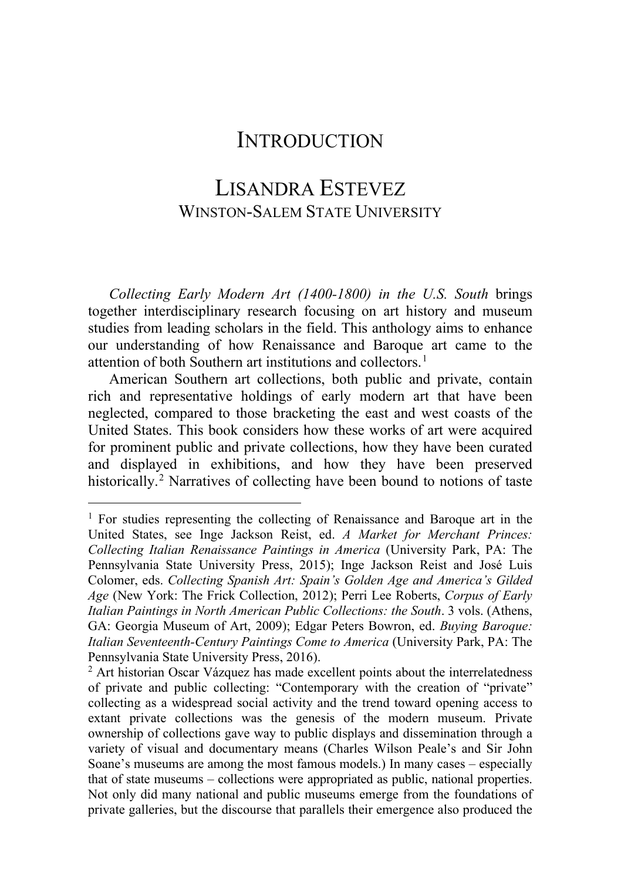# INTRODUCTION

## LISANDRA ESTEVEZ
WINSTON-SALEM STATE UNIVERSITY

*Collecting Early Modern Art (1400-1800) in the U.S. South* brings together interdisciplinary research focusing on art history and museum studies from leading scholars in the field. This anthology aims to enhance our understanding of how Renaissance and Baroque art came to the attention of both Southern art institutions and collectors.[1]

American Southern art collections, both public and private, contain rich and representative holdings of early modern art that have been neglected, compared to those bracketing the east and west coasts of the United States. This book considers how these works of art were acquired for prominent public and private collections, how they have been curated and displayed in exhibitions, and how they have been preserved historically.[2] Narratives of collecting have been bound to notions of taste

---

[1] For studies representing the collecting of Renaissance and Baroque art in the United States, see Inge Jackson Reist, ed. *A Market for Merchant Princes: Collecting Italian Renaissance Paintings in America* (University Park, PA: The Pennsylvania State University Press, 2015); Inge Jackson Reist and José Luis Colomer, eds. *Collecting Spanish Art: Spain's Golden Age and America's Gilded Age* (New York: The Frick Collection, 2012); Perri Lee Roberts, *Corpus of Early Italian Paintings in North American Public Collections: the South*. 3 vols. (Athens, GA: Georgia Museum of Art, 2009); Edgar Peters Bowron, ed. *Buying Baroque: Italian Seventeenth-Century Paintings Come to America* (University Park, PA: The Pennsylvania State University Press, 2016).

[2] Art historian Oscar Vázquez has made excellent points about the interrelatedness of private and public collecting: "Contemporary with the creation of "private" collecting as a widespread social activity and the trend toward opening access to extant private collections was the genesis of the modern museum. Private ownership of collections gave way to public displays and dissemination through a variety of visual and documentary means (Charles Wilson Peale's and Sir John Soane's museums are among the most famous models.) In many cases – especially that of state museums – collections were appropriated as public, national properties. Not only did many national and public museums emerge from the foundations of private galleries, but the discourse that parallels their emergence also produced the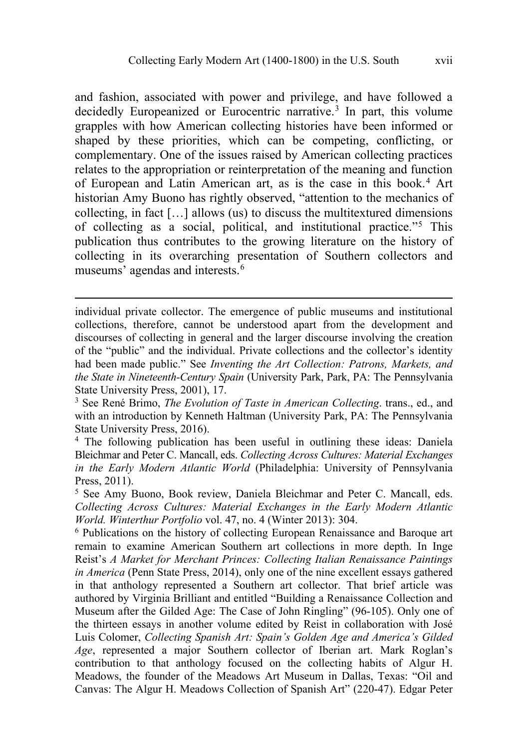and fashion, associated with power and privilege, and have followed a decidedly Europeanized or Eurocentric narrative.[3] In part, this volume grapples with how American collecting histories have been informed or shaped by these priorities, which can be competing, conflicting, or complementary. One of the issues raised by American collecting practices relates to the appropriation or reinterpretation of the meaning and function of European and Latin American art, as is the case in this book.[4] Art historian Amy Buono has rightly observed, "attention to the mechanics of collecting, in fact […] allows (us) to discuss the multitextured dimensions of collecting as a social, political, and institutional practice."[5] This publication thus contributes to the growing literature on the history of collecting in its overarching presentation of Southern collectors and museums' agendas and interests.[6]

---

individual private collector. The emergence of public museums and institutional collections, therefore, cannot be understood apart from the development and discourses of collecting in general and the larger discourse involving the creation of the "public" and the individual. Private collections and the collector's identity had been made public." See *Inventing the Art Collection: Patrons, Markets, and the State in Nineteenth-Century Spain* (University Park, Park, PA: The Pennsylvania State University Press, 2001), 17.

[3] See René Brimo, *The Evolution of Taste in American Collecting*. trans., ed., and with an introduction by Kenneth Haltman (University Park, PA: The Pennsylvania State University Press, 2016).

[4] The following publication has been useful in outlining these ideas: Daniela Bleichmar and Peter C. Mancall, eds. *Collecting Across Cultures: Material Exchanges in the Early Modern Atlantic World* (Philadelphia: University of Pennsylvania Press, 2011).

[5] See Amy Buono, Book review, Daniela Bleichmar and Peter C. Mancall, eds. *Collecting Across Cultures: Material Exchanges in the Early Modern Atlantic World. Winterthur Portfolio* vol. 47, no. 4 (Winter 2013): 304.

[6] Publications on the history of collecting European Renaissance and Baroque art remain to examine American Southern art collections in more depth. In Inge Reist's *A Market for Merchant Princes: Collecting Italian Renaissance Paintings in America* (Penn State Press, 2014), only one of the nine excellent essays gathered in that anthology represented a Southern art collector. That brief article was authored by Virginia Brilliant and entitled "Building a Renaissance Collection and Museum after the Gilded Age: The Case of John Ringling" (96-105). Only one of the thirteen essays in another volume edited by Reist in collaboration with José Luis Colomer, *Collecting Spanish Art: Spain's Golden Age and America's Gilded Age*, represented a major Southern collector of Iberian art. Mark Roglan's contribution to that anthology focused on the collecting habits of Algur H. Meadows, the founder of the Meadows Art Museum in Dallas, Texas: "Oil and Canvas: The Algur H. Meadows Collection of Spanish Art" (220-47). Edgar Peter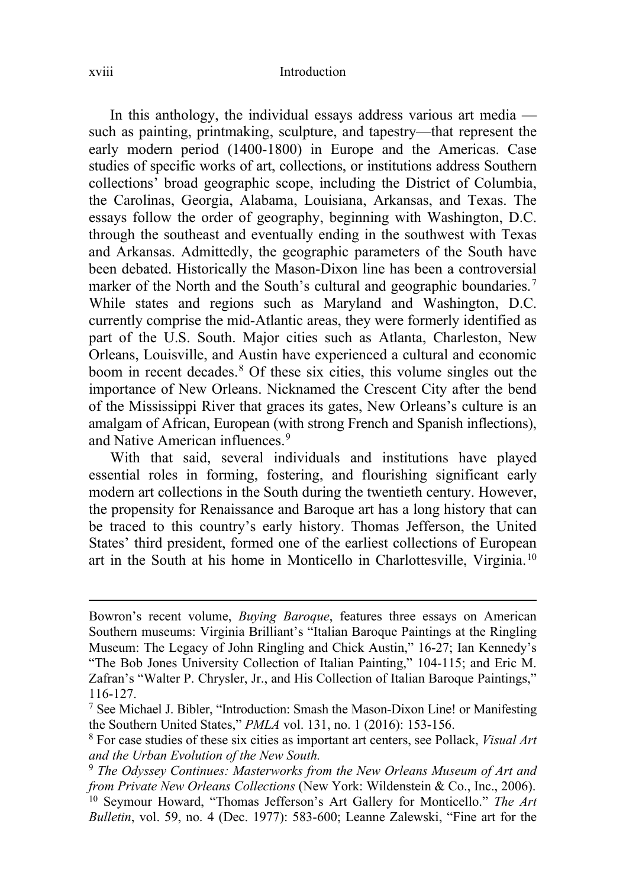In this anthology, the individual essays address various art media — such as painting, printmaking, sculpture, and tapestry—that represent the early modern period (1400-1800) in Europe and the Americas. Case studies of specific works of art, collections, or institutions address Southern collections' broad geographic scope, including the District of Columbia, the Carolinas, Georgia, Alabama, Louisiana, Arkansas, and Texas. The essays follow the order of geography, beginning with Washington, D.C. through the southeast and eventually ending in the southwest with Texas and Arkansas. Admittedly, the geographic parameters of the South have been debated. Historically the Mason-Dixon line has been a controversial marker of the North and the South's cultural and geographic boundaries.[7] While states and regions such as Maryland and Washington, D.C. currently comprise the mid-Atlantic areas, they were formerly identified as part of the U.S. South. Major cities such as Atlanta, Charleston, New Orleans, Louisville, and Austin have experienced a cultural and economic boom in recent decades.[8] Of these six cities, this volume singles out the importance of New Orleans. Nicknamed the Crescent City after the bend of the Mississippi River that graces its gates, New Orleans's culture is an amalgam of African, European (with strong French and Spanish inflections), and Native American influences.[9]

With that said, several individuals and institutions have played essential roles in forming, fostering, and flourishing significant early modern art collections in the South during the twentieth century. However, the propensity for Renaissance and Baroque art has a long history that can be traced to this country's early history. Thomas Jefferson, the United States' third president, formed one of the earliest collections of European art in the South at his home in Monticello in Charlottesville, Virginia.[10]

---

Bowron's recent volume, *Buying Baroque*, features three essays on American Southern museums: Virginia Brilliant's "Italian Baroque Paintings at the Ringling Museum: The Legacy of John Ringling and Chick Austin," 16-27; Ian Kennedy's "The Bob Jones University Collection of Italian Painting," 104-115; and Eric M. Zafran's "Walter P. Chrysler, Jr., and His Collection of Italian Baroque Paintings," 116-127.

[7] See Michael J. Bibler, "Introduction: Smash the Mason-Dixon Line! or Manifesting the Southern United States," *PMLA* vol. 131, no. 1 (2016): 153-156.

[8] For case studies of these six cities as important art centers, see Pollack, *Visual Art and the Urban Evolution of the New South.*

[9] *The Odyssey Continues: Masterworks from the New Orleans Museum of Art and from Private New Orleans Collections* (New York: Wildenstein & Co., Inc., 2006).

[10] Seymour Howard, "Thomas Jefferson's Art Gallery for Monticello." *The Art Bulletin*, vol. 59, no. 4 (Dec. 1977): 583-600; Leanne Zalewski, "Fine art for the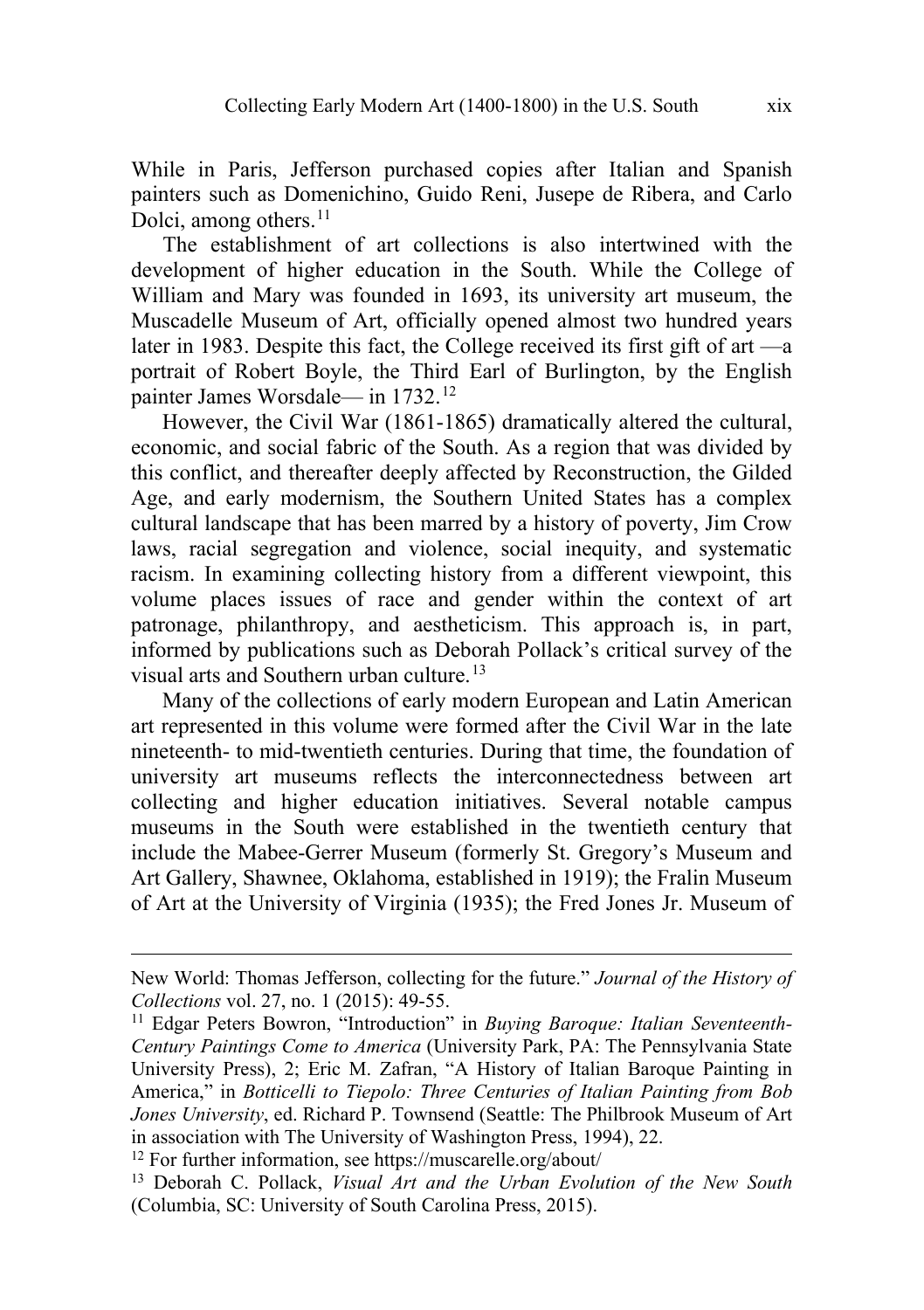While in Paris, Jefferson purchased copies after Italian and Spanish painters such as Domenichino, Guido Reni, Jusepe de Ribera, and Carlo Dolci, among others.[11]

The establishment of art collections is also intertwined with the development of higher education in the South. While the College of William and Mary was founded in 1693, its university art museum, the Muscadelle Museum of Art, officially opened almost two hundred years later in 1983. Despite this fact, the College received its first gift of art —a portrait of Robert Boyle, the Third Earl of Burlington, by the English painter James Worsdale— in 1732.[12]

However, the Civil War (1861-1865) dramatically altered the cultural, economic, and social fabric of the South. As a region that was divided by this conflict, and thereafter deeply affected by Reconstruction, the Gilded Age, and early modernism, the Southern United States has a complex cultural landscape that has been marred by a history of poverty, Jim Crow laws, racial segregation and violence, social inequity, and systematic racism. In examining collecting history from a different viewpoint, this volume places issues of race and gender within the context of art patronage, philanthropy, and aestheticism. This approach is, in part, informed by publications such as Deborah Pollack's critical survey of the visual arts and Southern urban culture.[13]

Many of the collections of early modern European and Latin American art represented in this volume were formed after the Civil War in the late nineteenth- to mid-twentieth centuries. During that time, the foundation of university art museums reflects the interconnectedness between art collecting and higher education initiatives. Several notable campus museums in the South were established in the twentieth century that include the Mabee-Gerrer Museum (formerly St. Gregory's Museum and Art Gallery, Shawnee, Oklahoma, established in 1919); the Fralin Museum of Art at the University of Virginia (1935); the Fred Jones Jr. Museum of

---

New World: Thomas Jefferson, collecting for the future." *Journal of the History of Collections* vol. 27, no. 1 (2015): 49-55.

[11] Edgar Peters Bowron, "Introduction" in *Buying Baroque: Italian Seventeenth-Century Paintings Come to America* (University Park, PA: The Pennsylvania State University Press), 2; Eric M. Zafran, "A History of Italian Baroque Painting in America," in *Botticelli to Tiepolo: Three Centuries of Italian Painting from Bob Jones University*, ed. Richard P. Townsend (Seattle: The Philbrook Museum of Art in association with The University of Washington Press, 1994), 22.

[12] For further information, see https://muscarelle.org/about/

[13] Deborah C. Pollack, *Visual Art and the Urban Evolution of the New South* (Columbia, SC: University of South Carolina Press, 2015).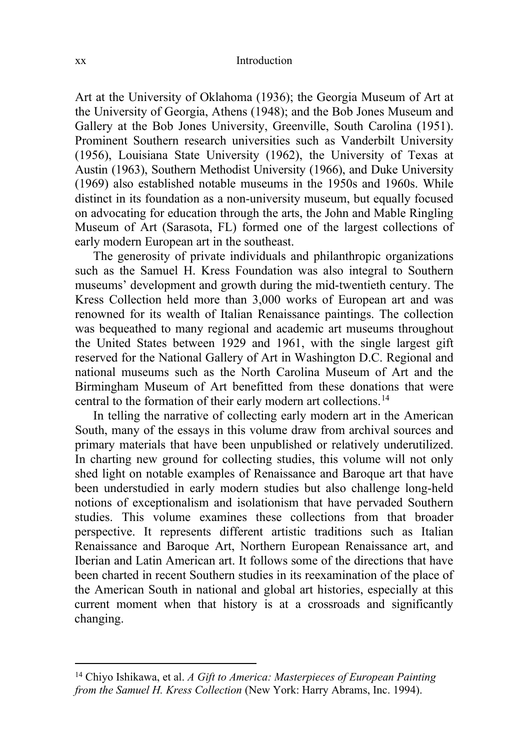Art at the University of Oklahoma (1936); the Georgia Museum of Art at the University of Georgia, Athens (1948); and the Bob Jones Museum and Gallery at the Bob Jones University, Greenville, South Carolina (1951). Prominent Southern research universities such as Vanderbilt University (1956), Louisiana State University (1962), the University of Texas at Austin (1963), Southern Methodist University (1966), and Duke University (1969) also established notable museums in the 1950s and 1960s. While distinct in its foundation as a non-university museum, but equally focused on advocating for education through the arts, the John and Mable Ringling Museum of Art (Sarasota, FL) formed one of the largest collections of early modern European art in the southeast.

The generosity of private individuals and philanthropic organizations such as the Samuel H. Kress Foundation was also integral to Southern museums' development and growth during the mid-twentieth century. The Kress Collection held more than 3,000 works of European art and was renowned for its wealth of Italian Renaissance paintings. The collection was bequeathed to many regional and academic art museums throughout the United States between 1929 and 1961, with the single largest gift reserved for the National Gallery of Art in Washington D.C. Regional and national museums such as the North Carolina Museum of Art and the Birmingham Museum of Art benefitted from these donations that were central to the formation of their early modern art collections.[14]

In telling the narrative of collecting early modern art in the American South, many of the essays in this volume draw from archival sources and primary materials that have been unpublished or relatively underutilized. In charting new ground for collecting studies, this volume will not only shed light on notable examples of Renaissance and Baroque art that have been understudied in early modern studies but also challenge long-held notions of exceptionalism and isolationism that have pervaded Southern studies. This volume examines these collections from that broader perspective. It represents different artistic traditions such as Italian Renaissance and Baroque Art, Northern European Renaissance art, and Iberian and Latin American art. It follows some of the directions that have been charted in recent Southern studies in its reexamination of the place of the American South in national and global art histories, especially at this current moment when that history is at a crossroads and significantly changing.

---

[14] Chiyo Ishikawa, et al. *A Gift to America: Masterpieces of European Painting from the Samuel H. Kress Collection* (New York: Harry Abrams, Inc. 1994).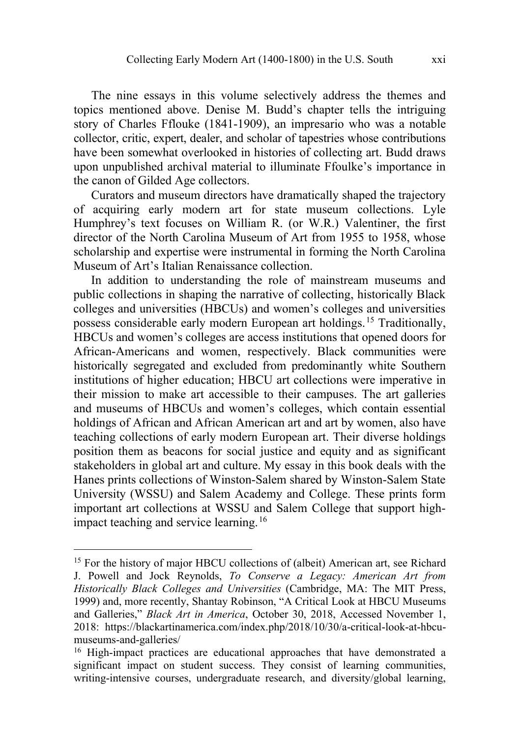The nine essays in this volume selectively address the themes and topics mentioned above. Denise M. Budd's chapter tells the intriguing story of Charles Fflouke (1841-1909), an impresario who was a notable collector, critic, expert, dealer, and scholar of tapestries whose contributions have been somewhat overlooked in histories of collecting art. Budd draws upon unpublished archival material to illuminate Ffoulke's importance in the canon of Gilded Age collectors.

Curators and museum directors have dramatically shaped the trajectory of acquiring early modern art for state museum collections. Lyle Humphrey's text focuses on William R. (or W.R.) Valentiner, the first director of the North Carolina Museum of Art from 1955 to 1958, whose scholarship and expertise were instrumental in forming the North Carolina Museum of Art's Italian Renaissance collection.

In addition to understanding the role of mainstream museums and public collections in shaping the narrative of collecting, historically Black colleges and universities (HBCUs) and women's colleges and universities possess considerable early modern European art holdings.[15] Traditionally, HBCUs and women's colleges are access institutions that opened doors for African-Americans and women, respectively. Black communities were historically segregated and excluded from predominantly white Southern institutions of higher education; HBCU art collections were imperative in their mission to make art accessible to their campuses. The art galleries and museums of HBCUs and women's colleges, which contain essential holdings of African and African American art and art by women, also have teaching collections of early modern European art. Their diverse holdings position them as beacons for social justice and equity and as significant stakeholders in global art and culture. My essay in this book deals with the Hanes prints collections of Winston-Salem shared by Winston-Salem State University (WSSU) and Salem Academy and College. These prints form important art collections at WSSU and Salem College that support high-impact teaching and service learning.[16]

---

[15] For the history of major HBCU collections of (albeit) American art, see Richard J. Powell and Jock Reynolds, *To Conserve a Legacy: American Art from Historically Black Colleges and Universities* (Cambridge, MA: The MIT Press, 1999) and, more recently, Shantay Robinson, "A Critical Look at HBCU Museums and Galleries," *Black Art in America*, October 30, 2018, Accessed November 1, 2018: https://blackartinamerica.com/index.php/2018/10/30/a-critical-look-at-hbcu-museums-and-galleries/

[16] High-impact practices are educational approaches that have demonstrated a significant impact on student success. They consist of learning communities, writing-intensive courses, undergraduate research, and diversity/global learning,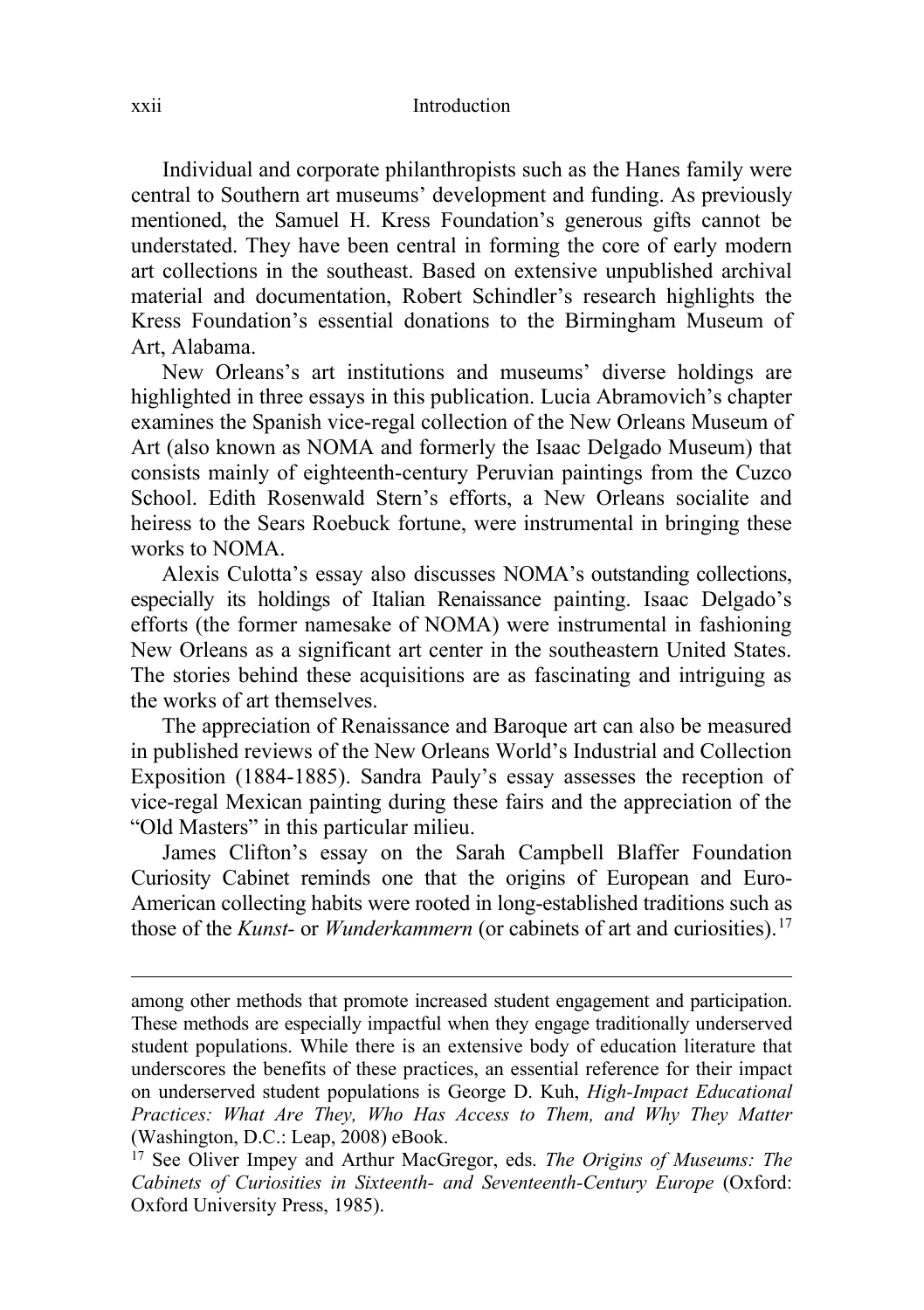Individual and corporate philanthropists such as the Hanes family were central to Southern art museums' development and funding. As previously mentioned, the Samuel H. Kress Foundation's generous gifts cannot be understated. They have been central in forming the core of early modern art collections in the southeast. Based on extensive unpublished archival material and documentation, Robert Schindler's research highlights the Kress Foundation's essential donations to the Birmingham Museum of Art, Alabama.

New Orleans's art institutions and museums' diverse holdings are highlighted in three essays in this publication. Lucia Abramovich's chapter examines the Spanish vice-regal collection of the New Orleans Museum of Art (also known as NOMA and formerly the Isaac Delgado Museum) that consists mainly of eighteenth-century Peruvian paintings from the Cuzco School. Edith Rosenwald Stern's efforts, a New Orleans socialite and heiress to the Sears Roebuck fortune, were instrumental in bringing these works to NOMA.

Alexis Culotta's essay also discusses NOMA's outstanding collections, especially its holdings of Italian Renaissance painting. Isaac Delgado's efforts (the former namesake of NOMA) were instrumental in fashioning New Orleans as a significant art center in the southeastern United States. The stories behind these acquisitions are as fascinating and intriguing as the works of art themselves.

The appreciation of Renaissance and Baroque art can also be measured in published reviews of the New Orleans World's Industrial and Collection Exposition (1884-1885). Sandra Pauly's essay assesses the reception of vice-regal Mexican painting during these fairs and the appreciation of the "Old Masters" in this particular milieu.

James Clifton's essay on the Sarah Campbell Blaffer Foundation Curiosity Cabinet reminds one that the origins of European and Euro-American collecting habits were rooted in long-established traditions such as those of the *Kunst-* or *Wunderkammern* (or cabinets of art and curiosities).[17]

---

among other methods that promote increased student engagement and participation. These methods are especially impactful when they engage traditionally underserved student populations. While there is an extensive body of education literature that underscores the benefits of these practices, an essential reference for their impact on underserved student populations is George D. Kuh, *High-Impact Educational Practices: What Are They, Who Has Access to Them, and Why They Matter* (Washington, D.C.: Leap, 2008) eBook.

[17] See Oliver Impey and Arthur MacGregor, eds. *The Origins of Museums: The Cabinets of Curiosities in Sixteenth- and Seventeenth-Century Europe* (Oxford: Oxford University Press, 1985).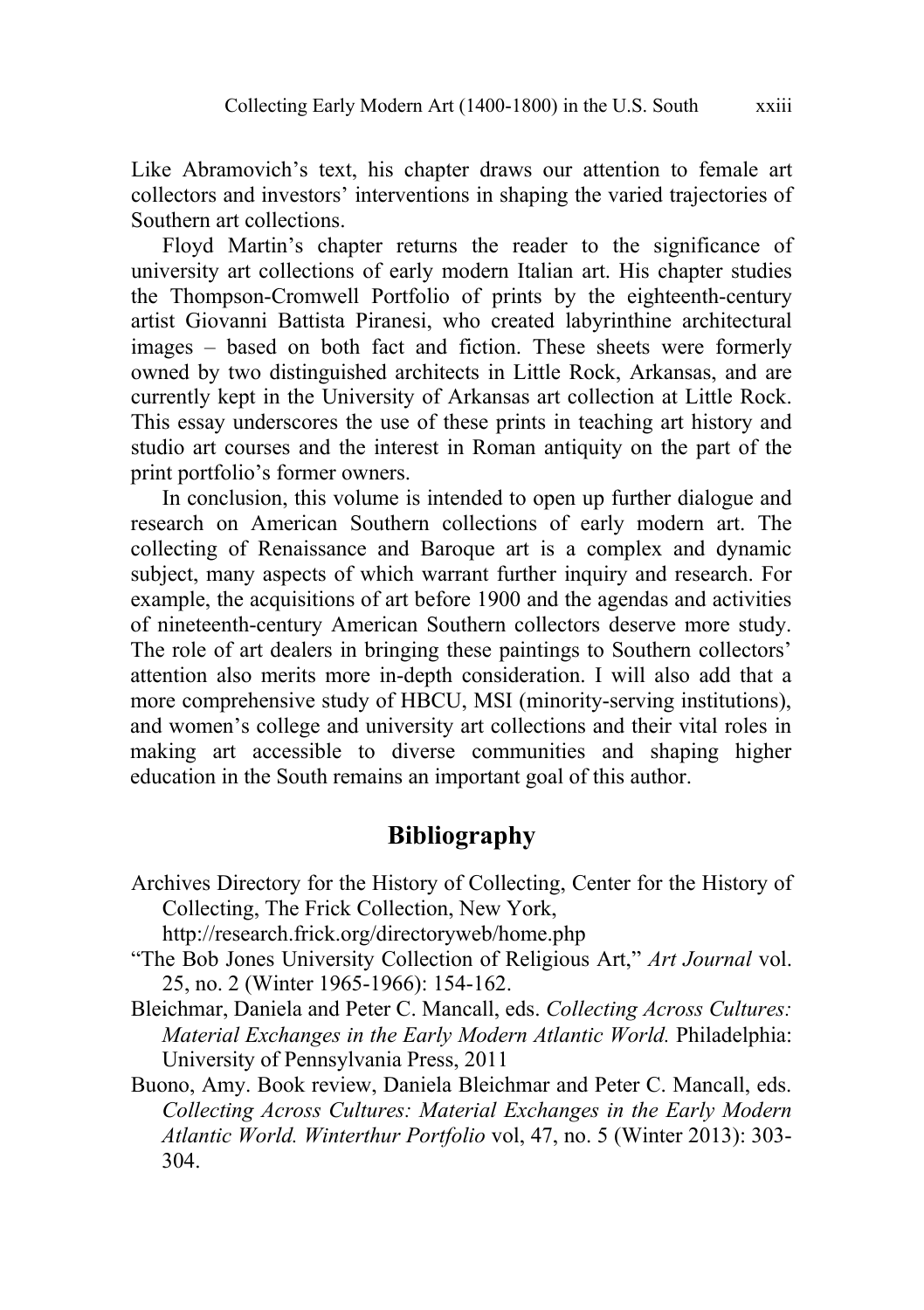Like Abramovich's text, his chapter draws our attention to female art collectors and investors' interventions in shaping the varied trajectories of Southern art collections.

Floyd Martin's chapter returns the reader to the significance of university art collections of early modern Italian art. His chapter studies the Thompson-Cromwell Portfolio of prints by the eighteenth-century artist Giovanni Battista Piranesi, who created labyrinthine architectural images – based on both fact and fiction. These sheets were formerly owned by two distinguished architects in Little Rock, Arkansas, and are currently kept in the University of Arkansas art collection at Little Rock. This essay underscores the use of these prints in teaching art history and studio art courses and the interest in Roman antiquity on the part of the print portfolio's former owners.

In conclusion, this volume is intended to open up further dialogue and research on American Southern collections of early modern art. The collecting of Renaissance and Baroque art is a complex and dynamic subject, many aspects of which warrant further inquiry and research. For example, the acquisitions of art before 1900 and the agendas and activities of nineteenth-century American Southern collectors deserve more study. The role of art dealers in bringing these paintings to Southern collectors' attention also merits more in-depth consideration. I will also add that a more comprehensive study of HBCU, MSI (minority-serving institutions), and women's college and university art collections and their vital roles in making art accessible to diverse communities and shaping higher education in the South remains an important goal of this author.

## Bibliography

Archives Directory for the History of Collecting, Center for the History of Collecting, The Frick Collection, New York, http://research.frick.org/directoryweb/home.php

"The Bob Jones University Collection of Religious Art," *Art Journal* vol. 25, no. 2 (Winter 1965-1966): 154-162.

Bleichmar, Daniela and Peter C. Mancall, eds. *Collecting Across Cultures: Material Exchanges in the Early Modern Atlantic World.* Philadelphia: University of Pennsylvania Press, 2011

Buono, Amy. Book review, Daniela Bleichmar and Peter C. Mancall, eds. *Collecting Across Cultures: Material Exchanges in the Early Modern Atlantic World. Winterthur Portfolio* vol, 47, no. 5 (Winter 2013): 303-304.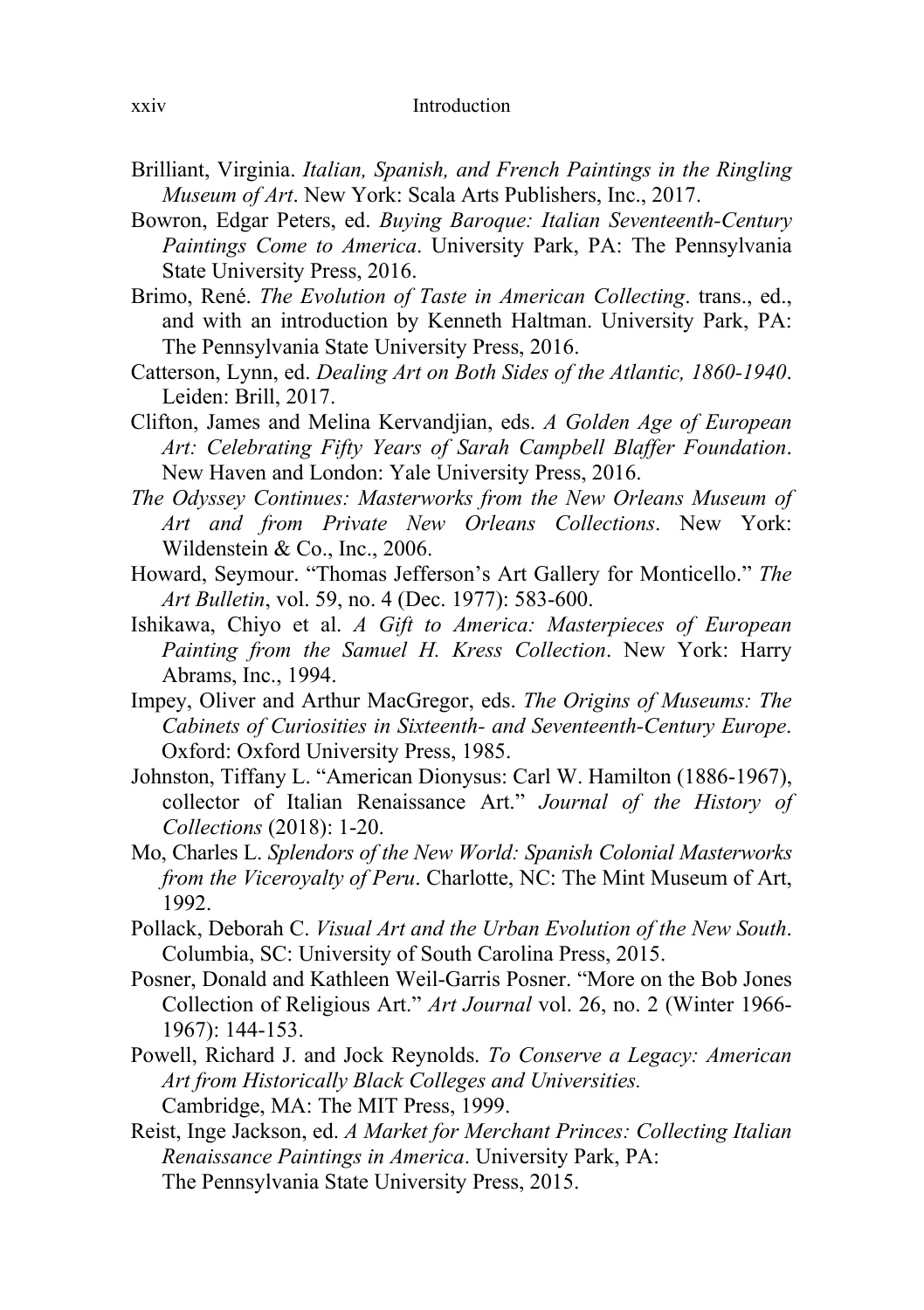Brilliant, Virginia. *Italian, Spanish, and French Paintings in the Ringling Museum of Art*. New York: Scala Arts Publishers, Inc., 2017.

Bowron, Edgar Peters, ed. *Buying Baroque: Italian Seventeenth-Century Paintings Come to America*. University Park, PA: The Pennsylvania State University Press, 2016.

Brimo, René. *The Evolution of Taste in American Collecting*. trans., ed., and with an introduction by Kenneth Haltman. University Park, PA: The Pennsylvania State University Press, 2016.

Catterson, Lynn, ed. *Dealing Art on Both Sides of the Atlantic, 1860-1940*. Leiden: Brill, 2017.

Clifton, James and Melina Kervandjian, eds. *A Golden Age of European Art: Celebrating Fifty Years of Sarah Campbell Blaffer Foundation*. New Haven and London: Yale University Press, 2016.

*The Odyssey Continues: Masterworks from the New Orleans Museum of Art and from Private New Orleans Collections*. New York: Wildenstein & Co., Inc., 2006.

Howard, Seymour. "Thomas Jefferson's Art Gallery for Monticello." *The Art Bulletin*, vol. 59, no. 4 (Dec. 1977): 583-600.

Ishikawa, Chiyo et al. *A Gift to America: Masterpieces of European Painting from the Samuel H. Kress Collection*. New York: Harry Abrams, Inc., 1994.

Impey, Oliver and Arthur MacGregor, eds. *The Origins of Museums: The Cabinets of Curiosities in Sixteenth- and Seventeenth-Century Europe*. Oxford: Oxford University Press, 1985.

Johnston, Tiffany L. "American Dionysus: Carl W. Hamilton (1886-1967), collector of Italian Renaissance Art." *Journal of the History of Collections* (2018): 1-20.

Mo, Charles L. *Splendors of the New World: Spanish Colonial Masterworks from the Viceroyalty of Peru*. Charlotte, NC: The Mint Museum of Art, 1992.

Pollack, Deborah C. *Visual Art and the Urban Evolution of the New South*. Columbia, SC: University of South Carolina Press, 2015.

Posner, Donald and Kathleen Weil-Garris Posner. "More on the Bob Jones Collection of Religious Art." *Art Journal* vol. 26, no. 2 (Winter 1966-1967): 144-153.

Powell, Richard J. and Jock Reynolds. *To Conserve a Legacy: American Art from Historically Black Colleges and Universities.* Cambridge, MA: The MIT Press, 1999.

Reist, Inge Jackson, ed. *A Market for Merchant Princes: Collecting Italian Renaissance Paintings in America*. University Park, PA: The Pennsylvania State University Press, 2015.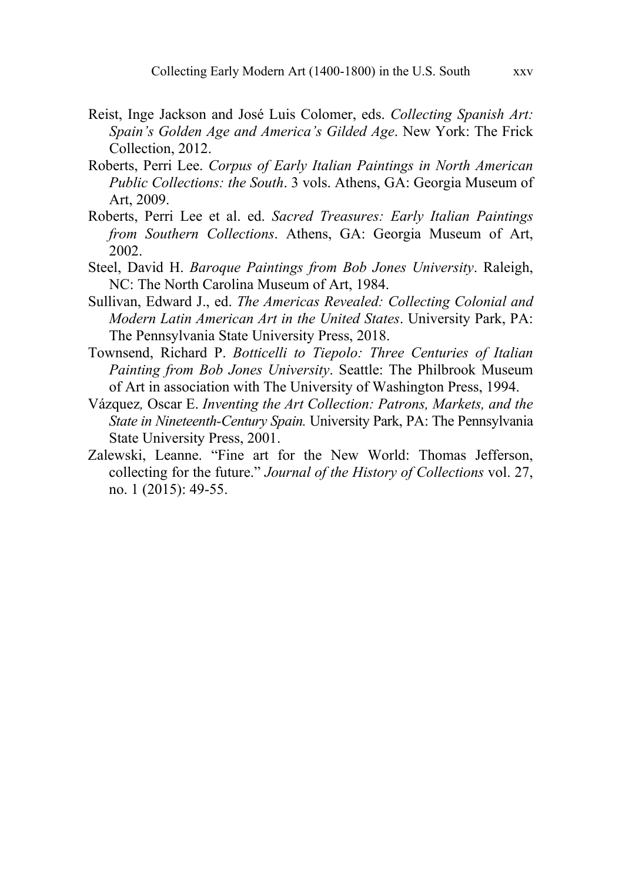Reist, Inge Jackson and José Luis Colomer, eds. *Collecting Spanish Art: Spain's Golden Age and America's Gilded Age*. New York: The Frick Collection, 2012.

Roberts, Perri Lee. *Corpus of Early Italian Paintings in North American Public Collections: the South*. 3 vols. Athens, GA: Georgia Museum of Art, 2009.

Roberts, Perri Lee et al. ed. *Sacred Treasures: Early Italian Paintings from Southern Collections*. Athens, GA: Georgia Museum of Art, 2002.

Steel, David H. *Baroque Paintings from Bob Jones University*. Raleigh, NC: The North Carolina Museum of Art, 1984.

Sullivan, Edward J., ed. *The Americas Revealed: Collecting Colonial and Modern Latin American Art in the United States*. University Park, PA: The Pennsylvania State University Press, 2018.

Townsend, Richard P. *Botticelli to Tiepolo: Three Centuries of Italian Painting from Bob Jones University*. Seattle: The Philbrook Museum of Art in association with The University of Washington Press, 1994.

Vázquez, Oscar E. *Inventing the Art Collection: Patrons, Markets, and the State in Nineteenth-Century Spain.* University Park, PA: The Pennsylvania State University Press, 2001.

Zalewski, Leanne. "Fine art for the New World: Thomas Jefferson, collecting for the future." *Journal of the History of Collections* vol. 27, no. 1 (2015): 49-55.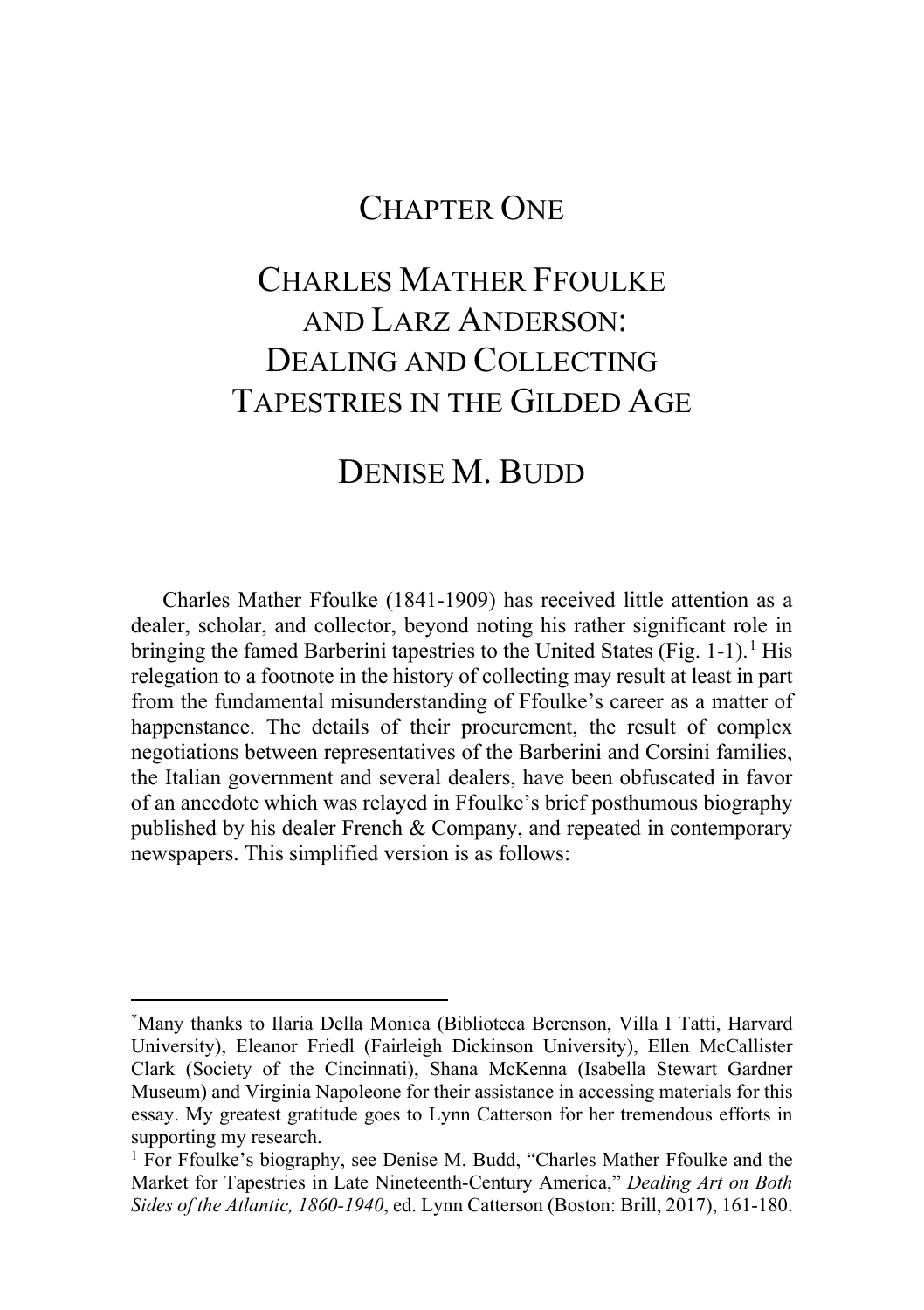# CHAPTER ONE

# CHARLES MATHER FFOULKE AND LARZ ANDERSON: DEALING AND COLLECTING TAPESTRIES IN THE GILDED AGE

## DENISE M. BUDD

Charles Mather Ffoulke (1841-1909) has received little attention as a dealer, scholar, and collector, beyond noting his rather significant role in bringing the famed Barberini tapestries to the United States (Fig. 1-1).[1] His relegation to a footnote in the history of collecting may result at least in part from the fundamental misunderstanding of Ffoulke's career as a matter of happenstance. The details of their procurement, the result of complex negotiations between representatives of the Barberini and Corsini families, the Italian government and several dealers, have been obfuscated in favor of an anecdote which was relayed in Ffoulke's brief posthumous biography published by his dealer French & Company, and repeated in contemporary newspapers. This simplified version is as follows:

---

*Many thanks to Ilaria Della Monica (Biblioteca Berenson, Villa I Tatti, Harvard University), Eleanor Friedl (Fairleigh Dickinson University), Ellen McCallister Clark (Society of the Cincinnati), Shana McKenna (Isabella Stewart Gardner Museum) and Virginia Napoleone for their assistance in accessing materials for this essay. My greatest gratitude goes to Lynn Catterson for her tremendous efforts in supporting my research.

[1] For Ffoulke's biography, see Denise M. Budd, "Charles Mather Ffoulke and the Market for Tapestries in Late Nineteenth-Century America," *Dealing Art on Both Sides of the Atlantic, 1860-1940*, ed. Lynn Catterson (Boston: Brill, 2017), 161-180.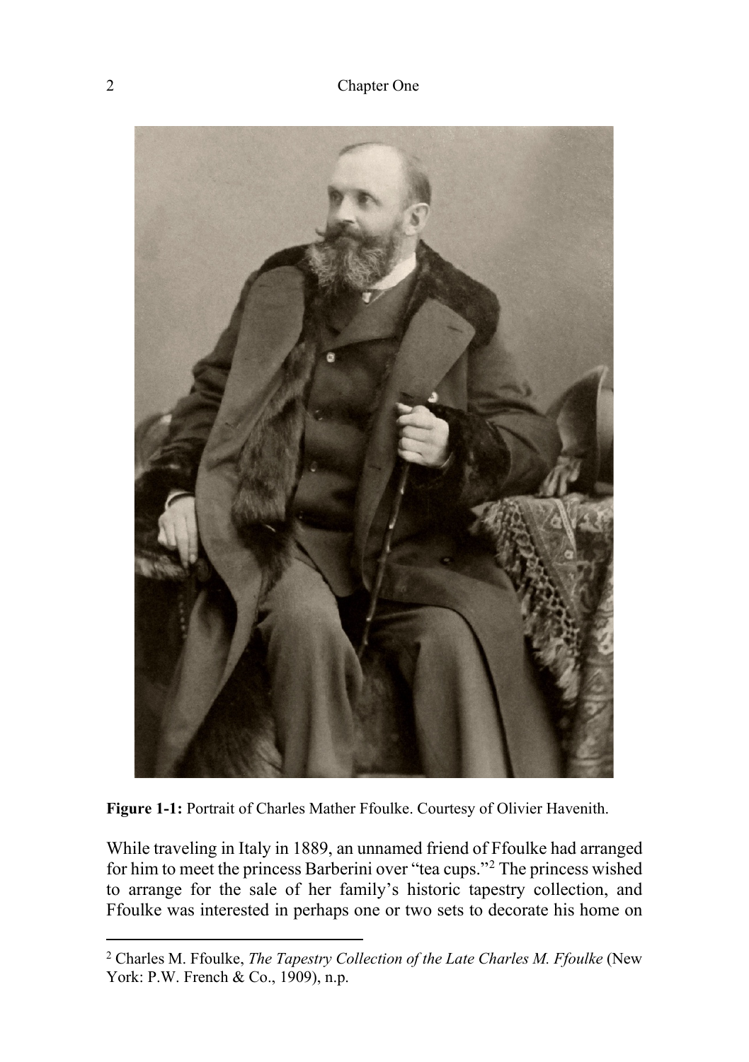**Figure 1-1:** Portrait of Charles Mather Ffoulke. Courtesy of Olivier Havenith.

While traveling in Italy in 1889, an unnamed friend of Ffoulke had arranged for him to meet the princess Barberini over "tea cups."[2] The princess wished to arrange for the sale of her family's historic tapestry collection, and Ffoulke was interested in perhaps one or two sets to decorate his home on

---

[2] Charles M. Ffoulke, *The Tapestry Collection of the Late Charles M. Ffoulke* (New York: P.W. French & Co., 1909), n.p.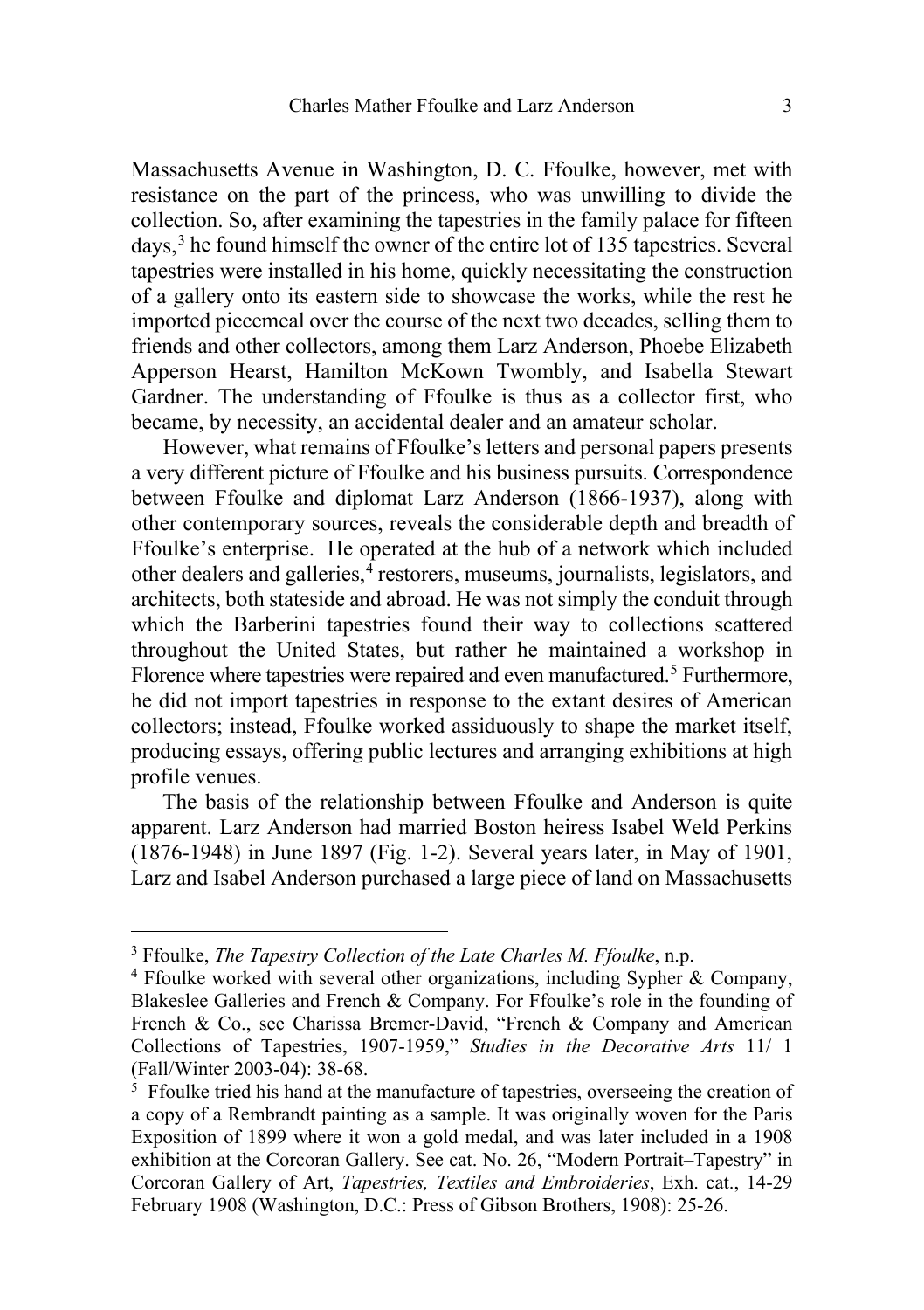Massachusetts Avenue in Washington, D. C. Ffoulke, however, met with resistance on the part of the princess, who was unwilling to divide the collection. So, after examining the tapestries in the family palace for fifteen days,[3] he found himself the owner of the entire lot of 135 tapestries. Several tapestries were installed in his home, quickly necessitating the construction of a gallery onto its eastern side to showcase the works, while the rest he imported piecemeal over the course of the next two decades, selling them to friends and other collectors, among them Larz Anderson, Phoebe Elizabeth Apperson Hearst, Hamilton McKown Twombly, and Isabella Stewart Gardner. The understanding of Ffoulke is thus as a collector first, who became, by necessity, an accidental dealer and an amateur scholar.

However, what remains of Ffoulke's letters and personal papers presents a very different picture of Ffoulke and his business pursuits. Correspondence between Ffoulke and diplomat Larz Anderson (1866-1937), along with other contemporary sources, reveals the considerable depth and breadth of Ffoulke's enterprise. He operated at the hub of a network which included other dealers and galleries,[4] restorers, museums, journalists, legislators, and architects, both stateside and abroad. He was not simply the conduit through which the Barberini tapestries found their way to collections scattered throughout the United States, but rather he maintained a workshop in Florence where tapestries were repaired and even manufactured.[5] Furthermore, he did not import tapestries in response to the extant desires of American collectors; instead, Ffoulke worked assiduously to shape the market itself, producing essays, offering public lectures and arranging exhibitions at high profile venues.

The basis of the relationship between Ffoulke and Anderson is quite apparent. Larz Anderson had married Boston heiress Isabel Weld Perkins (1876-1948) in June 1897 (Fig. 1-2). Several years later, in May of 1901, Larz and Isabel Anderson purchased a large piece of land on Massachusetts

---

[3] Ffoulke, *The Tapestry Collection of the Late Charles M. Ffoulke*, n.p.

[4] Ffoulke worked with several other organizations, including Sypher & Company, Blakeslee Galleries and French & Company. For Ffoulke's role in the founding of French & Co., see Charissa Bremer-David, "French & Company and American Collections of Tapestries, 1907-1959," *Studies in the Decorative Arts* 11/ 1 (Fall/Winter 2003-04): 38-68.

[5] Ffoulke tried his hand at the manufacture of tapestries, overseeing the creation of a copy of a Rembrandt painting as a sample. It was originally woven for the Paris Exposition of 1899 where it won a gold medal, and was later included in a 1908 exhibition at the Corcoran Gallery. See cat. No. 26, "Modern Portrait–Tapestry" in Corcoran Gallery of Art, *Tapestries, Textiles and Embroideries*, Exh. cat., 14-29 February 1908 (Washington, D.C.: Press of Gibson Brothers, 1908): 25-26.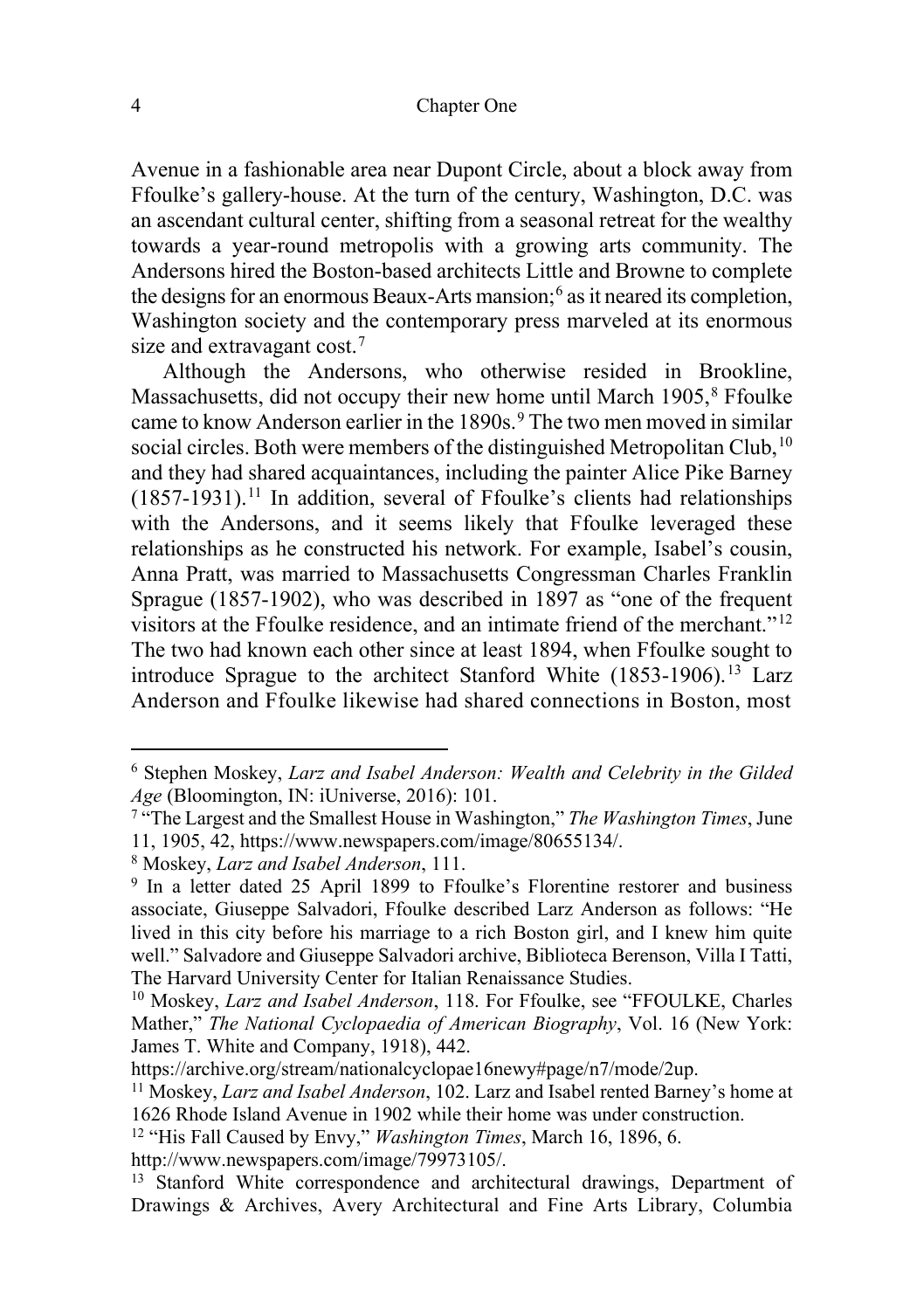Avenue in a fashionable area near Dupont Circle, about a block away from Ffoulke's gallery-house. At the turn of the century, Washington, D.C. was an ascendant cultural center, shifting from a seasonal retreat for the wealthy towards a year-round metropolis with a growing arts community. The Andersons hired the Boston-based architects Little and Browne to complete the designs for an enormous Beaux-Arts mansion;[6] as it neared its completion, Washington society and the contemporary press marveled at its enormous size and extravagant cost.[7]

Although the Andersons, who otherwise resided in Brookline, Massachusetts, did not occupy their new home until March 1905,[8] Ffoulke came to know Anderson earlier in the 1890s.[9] The two men moved in similar social circles. Both were members of the distinguished Metropolitan Club,[10] and they had shared acquaintances, including the painter Alice Pike Barney (1857-1931).[11] In addition, several of Ffoulke's clients had relationships with the Andersons, and it seems likely that Ffoulke leveraged these relationships as he constructed his network. For example, Isabel's cousin, Anna Pratt, was married to Massachusetts Congressman Charles Franklin Sprague (1857-1902), who was described in 1897 as "one of the frequent visitors at the Ffoulke residence, and an intimate friend of the merchant."[12] The two had known each other since at least 1894, when Ffoulke sought to introduce Sprague to the architect Stanford White (1853-1906).[13] Larz Anderson and Ffoulke likewise had shared connections in Boston, most

---

[6] Stephen Moskey, *Larz and Isabel Anderson: Wealth and Celebrity in the Gilded Age* (Bloomington, IN: iUniverse, 2016): 101.

[7] "The Largest and the Smallest House in Washington," *The Washington Times*, June 11, 1905, 42, https://www.newspapers.com/image/80655134/.

[8] Moskey, *Larz and Isabel Anderson*, 111.

[9] In a letter dated 25 April 1899 to Ffoulke's Florentine restorer and business associate, Giuseppe Salvadori, Ffoulke described Larz Anderson as follows: "He lived in this city before his marriage to a rich Boston girl, and I knew him quite well." Salvadore and Giuseppe Salvadori archive, Biblioteca Berenson, Villa I Tatti, The Harvard University Center for Italian Renaissance Studies.

[10] Moskey, *Larz and Isabel Anderson*, 118. For Ffoulke, see "FFOULKE, Charles Mather," *The National Cyclopaedia of American Biography*, Vol. 16 (New York: James T. White and Company, 1918), 442. https://archive.org/stream/nationalcyclopae16newy#page/n7/mode/2up.

[11] Moskey, *Larz and Isabel Anderson*, 102. Larz and Isabel rented Barney's home at 1626 Rhode Island Avenue in 1902 while their home was under construction.

[12] "His Fall Caused by Envy," *Washington Times*, March 16, 1896, 6. http://www.newspapers.com/image/79973105/.

[13] Stanford White correspondence and architectural drawings, Department of Drawings & Archives, Avery Architectural and Fine Arts Library, Columbia